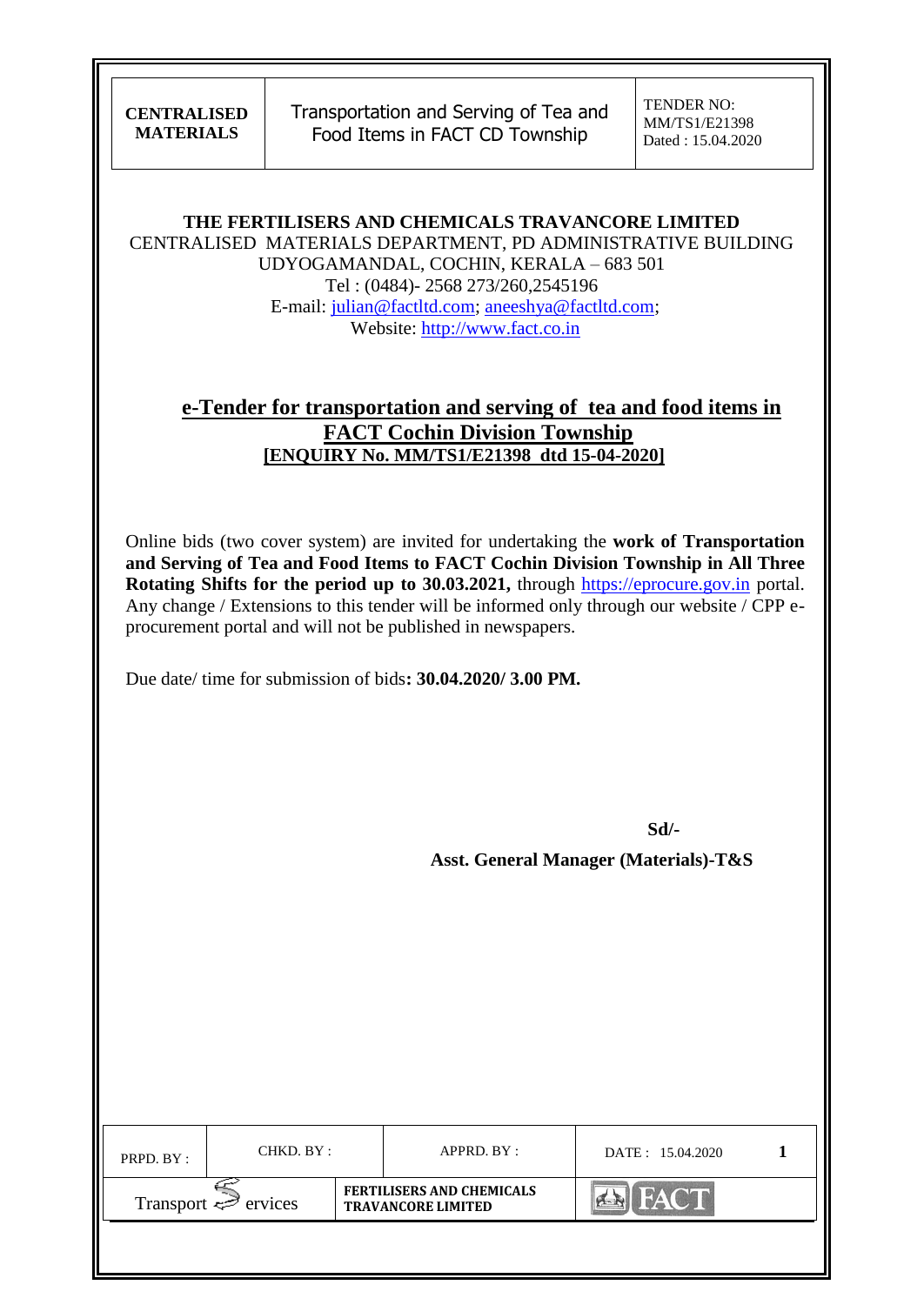| CENTRALISED MATERIALS | Transportation and Serving of Tea and Food Items in FACT CD Township | TENDER NO: MM/TS1/E21398 Dated : 15.04.2020 |
|---|---|---|

**THE FERTILISERS AND CHEMICALS TRAVANCORE LIMITED**
CENTRALISED MATERIALS DEPARTMENT, PD ADMINISTRATIVE BUILDING
UDYOGAMANDAL, COCHIN, KERALA – 683 501
Tel : (0484)- 2568 273/260,2545196
E-mail: julian@factltd.com; aneeshya@factltd.com;
Website: http://www.fact.co.in

# e-Tender for transportation and serving of tea and food items in FACT Cochin Division Township

**[ENQUIRY No. MM/TS1/E21398 dtd 15-04-2020]**

Online bids (two cover system) are invited for undertaking the **work of Transportation and Serving of Tea and Food Items to FACT Cochin Division Township in All Three Rotating Shifts for the period up to 30.03.2021,** through https://eprocure.gov.in portal. Any change / Extensions to this tender will be informed only through our website / CPP e-procurement portal and will not be published in newspapers.

Due date/ time for submission of bids**: 30.04.2020/ 3.00 PM.**

**Sd/-**

**Asst. General Manager (Materials)-T&S**

| PRPD. BY : | CHKD. BY : | APPRD. BY : | DATE : 15.04.2020 |
|---|---|---|---|
| Transport Services | | FERTILISERS AND CHEMICALS TRAVANCORE LIMITED | FACT |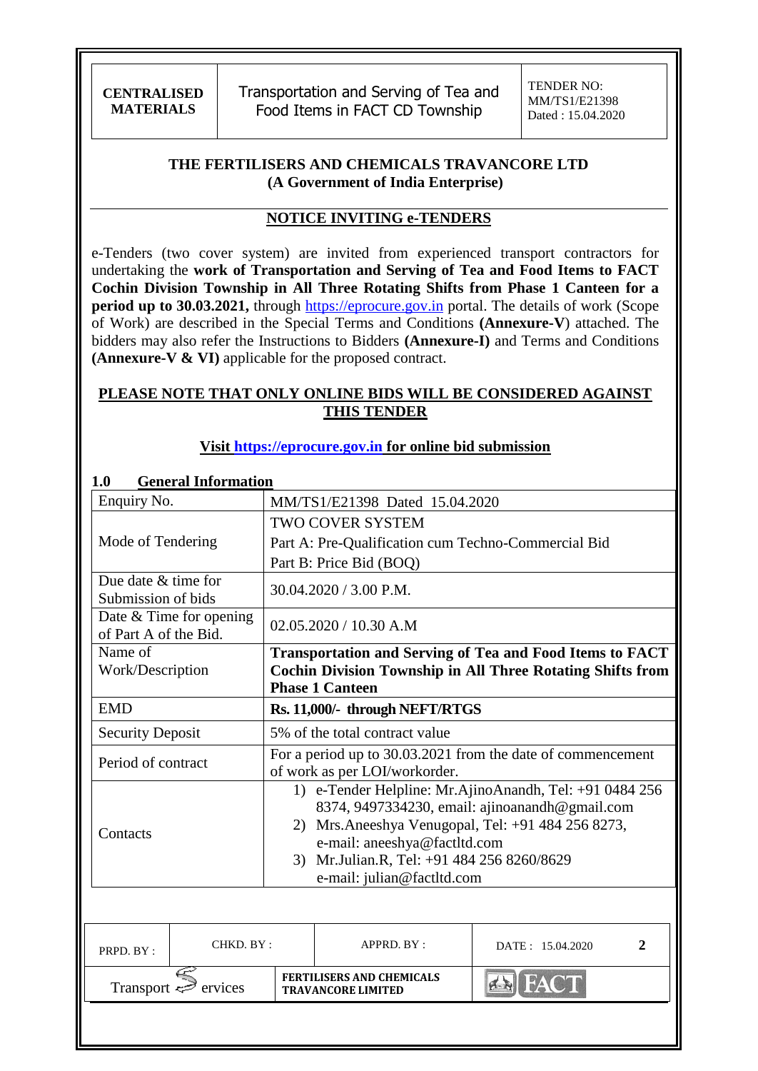| CENTRALISED MATERIALS | Transportation and Serving of Tea and Food Items in FACT CD Township | TENDER NO: MM/TS1/E21398 Dated : 15.04.2020 |
|---|---|---|

**THE FERTILISERS AND CHEMICALS TRAVANCORE LTD**
**(A Government of India Enterprise)**

## NOTICE INVITING e-TENDERS

e-Tenders (two cover system) are invited from experienced transport contractors for undertaking the **work of Transportation and Serving of Tea and Food Items to FACT Cochin Division Township in All Three Rotating Shifts from Phase 1 Canteen for a period up to 30.03.2021,** through https://eprocure.gov.in portal. The details of work (Scope of Work) are described in the Special Terms and Conditions **(Annexure-V**) attached. The bidders may also refer the Instructions to Bidders **(Annexure-I)** and Terms and Conditions **(Annexure-V & VI)** applicable for the proposed contract.

**PLEASE NOTE THAT ONLY ONLINE BIDS WILL BE CONSIDERED AGAINST THIS TENDER**

**Visit https://eprocure.gov.in for online bid submission**

## 1.0 General Information

| | |
|---|---|
| Enquiry No. | MM/TS1/E21398 Dated 15.04.2020 |
| Mode of Tendering | TWO COVER SYSTEM<br>Part A: Pre-Qualification cum Techno-Commercial Bid<br>Part B: Price Bid (BOQ) |
| Due date & time for Submission of bids | 30.04.2020 / 3.00 P.M. |
| Date & Time for opening of Part A of the Bid. | 02.05.2020 / 10.30 A.M |
| Name of Work/Description | **Transportation and Serving of Tea and Food Items to FACT Cochin Division Township in All Three Rotating Shifts from Phase 1 Canteen** |
| EMD | **Rs. 11,000/- through NEFT/RTGS** |
| Security Deposit | 5% of the total contract value |
| Period of contract | For a period up to 30.03.2021 from the date of commencement of work as per LOI/workorder. |
| Contacts | 1) e-Tender Helpline: Mr.AjinoAnandh, Tel: +91 0484 256 8374, 9497334230, email: ajinoanandh@gmail.com<br>2) Mrs.Aneeshya Venugopal, Tel: +91 484 256 8273, e-mail: aneeshya@factltd.com<br>3) Mr.Julian.R, Tel: +91 484 256 8260/8629 e-mail: julian@factltd.com |

| PRPD. BY : | CHKD. BY : | APPRD. BY : | DATE : 15.04.2020 |
|---|---|---|---|
| Transport Services | | FERTILISERS AND CHEMICALS TRAVANCORE LIMITED | FACT |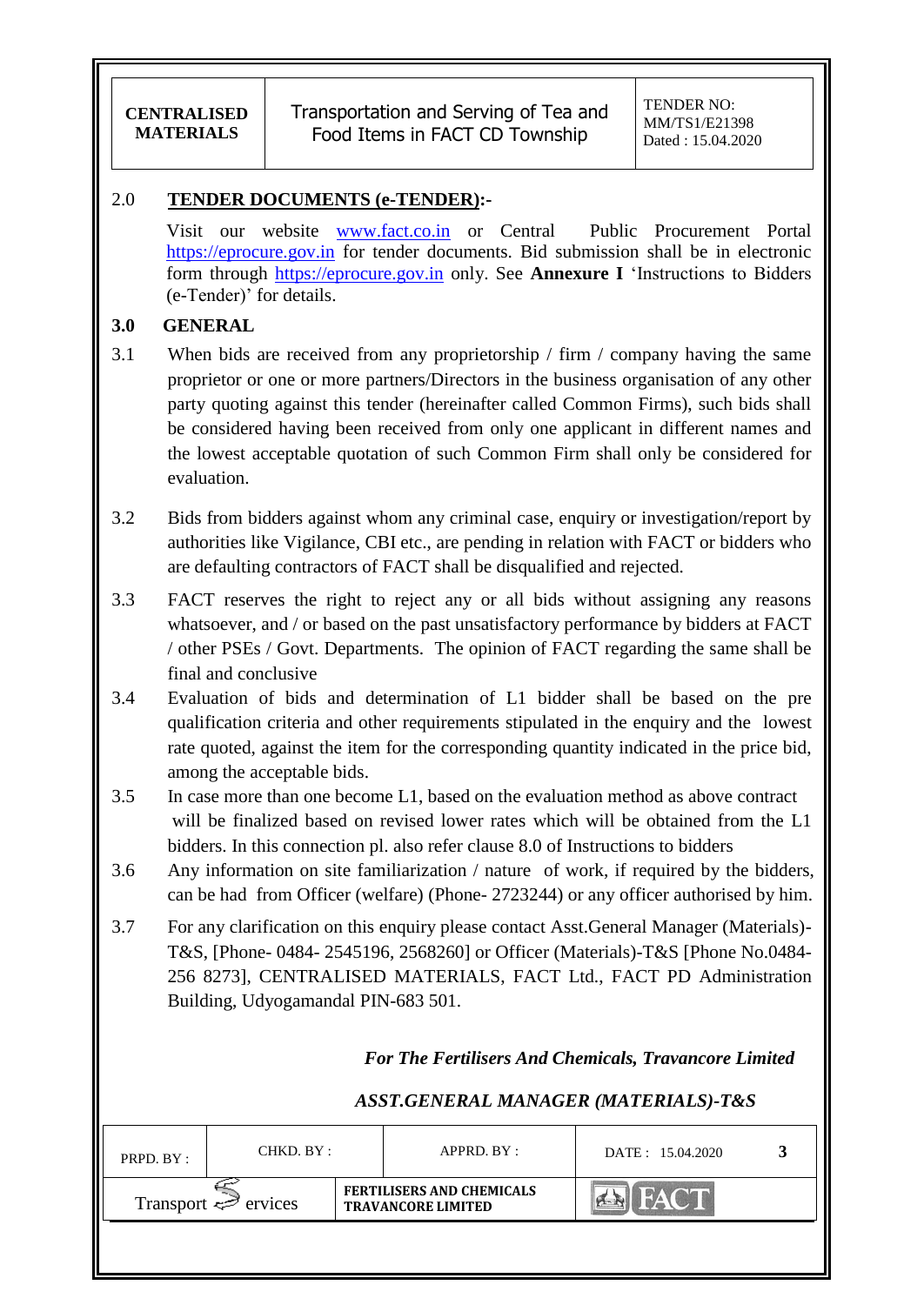## 2.0 TENDER DOCUMENTS (e-TENDER):-

Visit our website www.fact.co.in or Central Public Procurement Portal https://eprocure.gov.in for tender documents. Bid submission shall be in electronic form through https://eprocure.gov.in only. See **Annexure I** 'Instructions to Bidders (e-Tender)' for details.

## 3.0 GENERAL

3.1 When bids are received from any proprietorship / firm / company having the same proprietor or one or more partners/Directors in the business organisation of any other party quoting against this tender (hereinafter called Common Firms), such bids shall be considered having been received from only one applicant in different names and the lowest acceptable quotation of such Common Firm shall only be considered for evaluation.

3.2 Bids from bidders against whom any criminal case, enquiry or investigation/report by authorities like Vigilance, CBI etc., are pending in relation with FACT or bidders who are defaulting contractors of FACT shall be disqualified and rejected.

3.3 FACT reserves the right to reject any or all bids without assigning any reasons whatsoever, and / or based on the past unsatisfactory performance by bidders at FACT / other PSEs / Govt. Departments. The opinion of FACT regarding the same shall be final and conclusive

3.4 Evaluation of bids and determination of L1 bidder shall be based on the pre qualification criteria and other requirements stipulated in the enquiry and the lowest rate quoted, against the item for the corresponding quantity indicated in the price bid, among the acceptable bids.

3.5 In case more than one become L1, based on the evaluation method as above contract will be finalized based on revised lower rates which will be obtained from the L1 bidders. In this connection pl. also refer clause 8.0 of Instructions to bidders

3.6 Any information on site familiarization / nature of work, if required by the bidders, can be had from Officer (welfare) (Phone- 2723244) or any officer authorised by him.

3.7 For any clarification on this enquiry please contact Asst.General Manager (Materials)-T&S, [Phone- 0484- 2545196, 2568260] or Officer (Materials)-T&S [Phone No.0484-256 8273], CENTRALISED MATERIALS, FACT Ltd., FACT PD Administration Building, Udyogamandal PIN-683 501.

*For The Fertilisers And Chemicals, Travancore Limited*

*ASST.GENERAL MANAGER (MATERIALS)-T&S*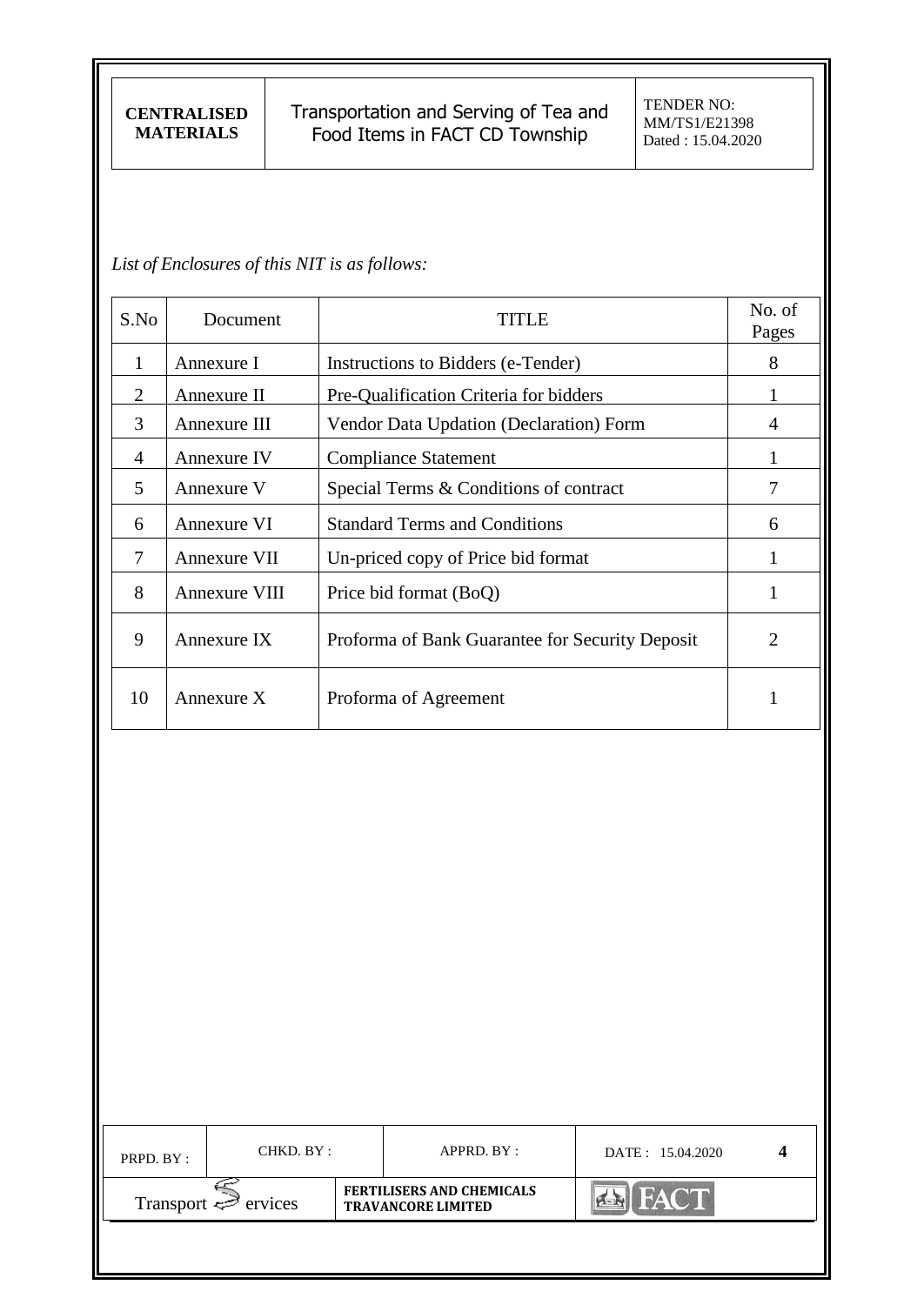*List of Enclosures of this NIT is as follows:*

| S.No | Document | TITLE | No. of Pages |
|---|---|---|---|
| 1 | Annexure I | Instructions to Bidders (e-Tender) | 8 |
| 2 | Annexure II | Pre-Qualification Criteria for bidders | 1 |
| 3 | Annexure III | Vendor Data Updation (Declaration) Form | 4 |
| 4 | Annexure IV | Compliance Statement | 1 |
| 5 | Annexure V | Special Terms & Conditions of contract | 7 |
| 6 | Annexure VI | Standard Terms and Conditions | 6 |
| 7 | Annexure VII | Un-priced copy of Price bid format | 1 |
| 8 | Annexure VIII | Price bid format (BoQ) | 1 |
| 9 | Annexure IX | Proforma of Bank Guarantee for Security Deposit | 2 |
| 10 | Annexure X | Proforma of Agreement | 1 |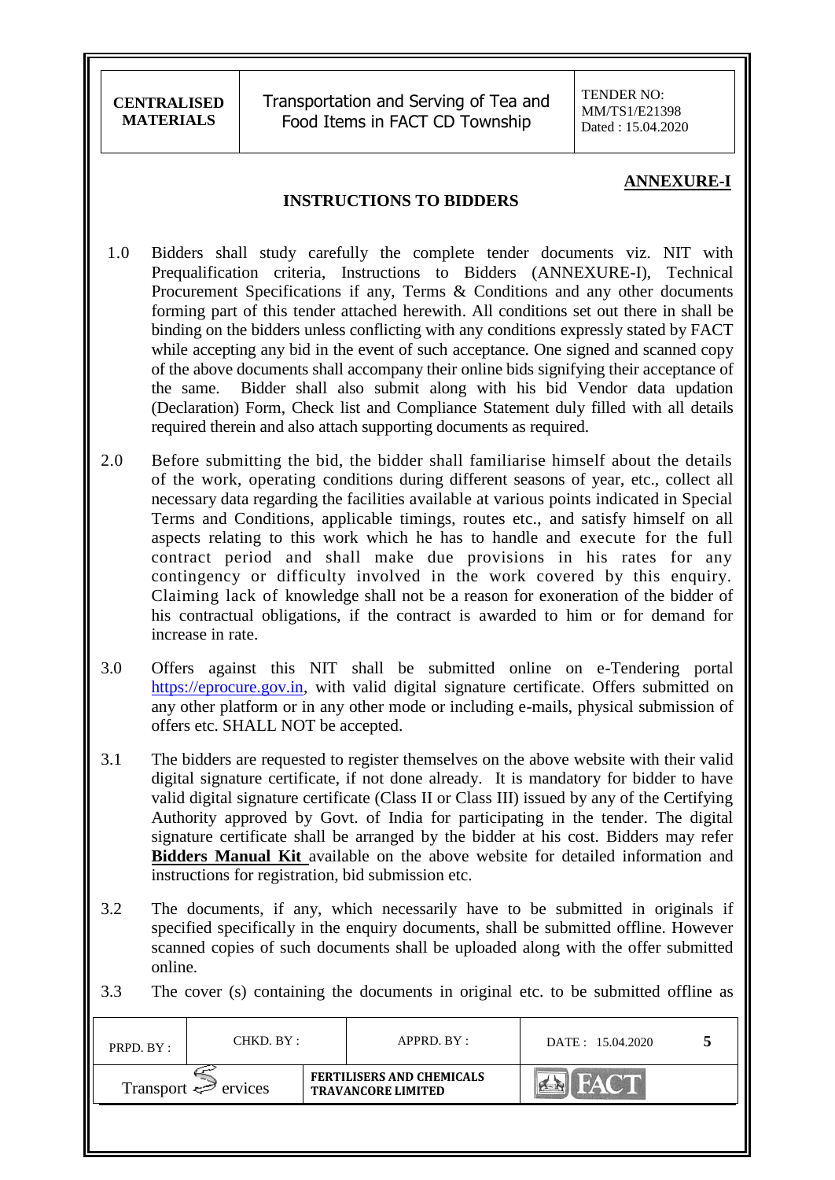## ANNEXURE-I

### INSTRUCTIONS TO BIDDERS

1.0 Bidders shall study carefully the complete tender documents viz. NIT with Prequalification criteria, Instructions to Bidders (ANNEXURE-I), Technical Procurement Specifications if any, Terms & Conditions and any other documents forming part of this tender attached herewith. All conditions set out there in shall be binding on the bidders unless conflicting with any conditions expressly stated by FACT while accepting any bid in the event of such acceptance. One signed and scanned copy of the above documents shall accompany their online bids signifying their acceptance of the same. Bidder shall also submit along with his bid Vendor data updation (Declaration) Form, Check list and Compliance Statement duly filled with all details required therein and also attach supporting documents as required.

2.0 Before submitting the bid, the bidder shall familiarise himself about the details of the work, operating conditions during different seasons of year, etc., collect all necessary data regarding the facilities available at various points indicated in Special Terms and Conditions, applicable timings, routes etc., and satisfy himself on all aspects relating to this work which he has to handle and execute for the full contract period and shall make due provisions in his rates for any contingency or difficulty involved in the work covered by this enquiry. Claiming lack of knowledge shall not be a reason for exoneration of the bidder of his contractual obligations, if the contract is awarded to him or for demand for increase in rate.

3.0 Offers against this NIT shall be submitted online on e-Tendering portal https://eprocure.gov.in, with valid digital signature certificate. Offers submitted on any other platform or in any other mode or including e-mails, physical submission of offers etc. SHALL NOT be accepted.

3.1 The bidders are requested to register themselves on the above website with their valid digital signature certificate, if not done already. It is mandatory for bidder to have valid digital signature certificate (Class II or Class III) issued by any of the Certifying Authority approved by Govt. of India for participating in the tender. The digital signature certificate shall be arranged by the bidder at his cost. Bidders may refer **Bidders Manual Kit** available on the above website for detailed information and instructions for registration, bid submission etc.

3.2 The documents, if any, which necessarily have to be submitted in originals if specified specifically in the enquiry documents, shall be submitted offline. However scanned copies of such documents shall be uploaded along with the offer submitted online.

3.3 The cover (s) containing the documents in original etc. to be submitted offline as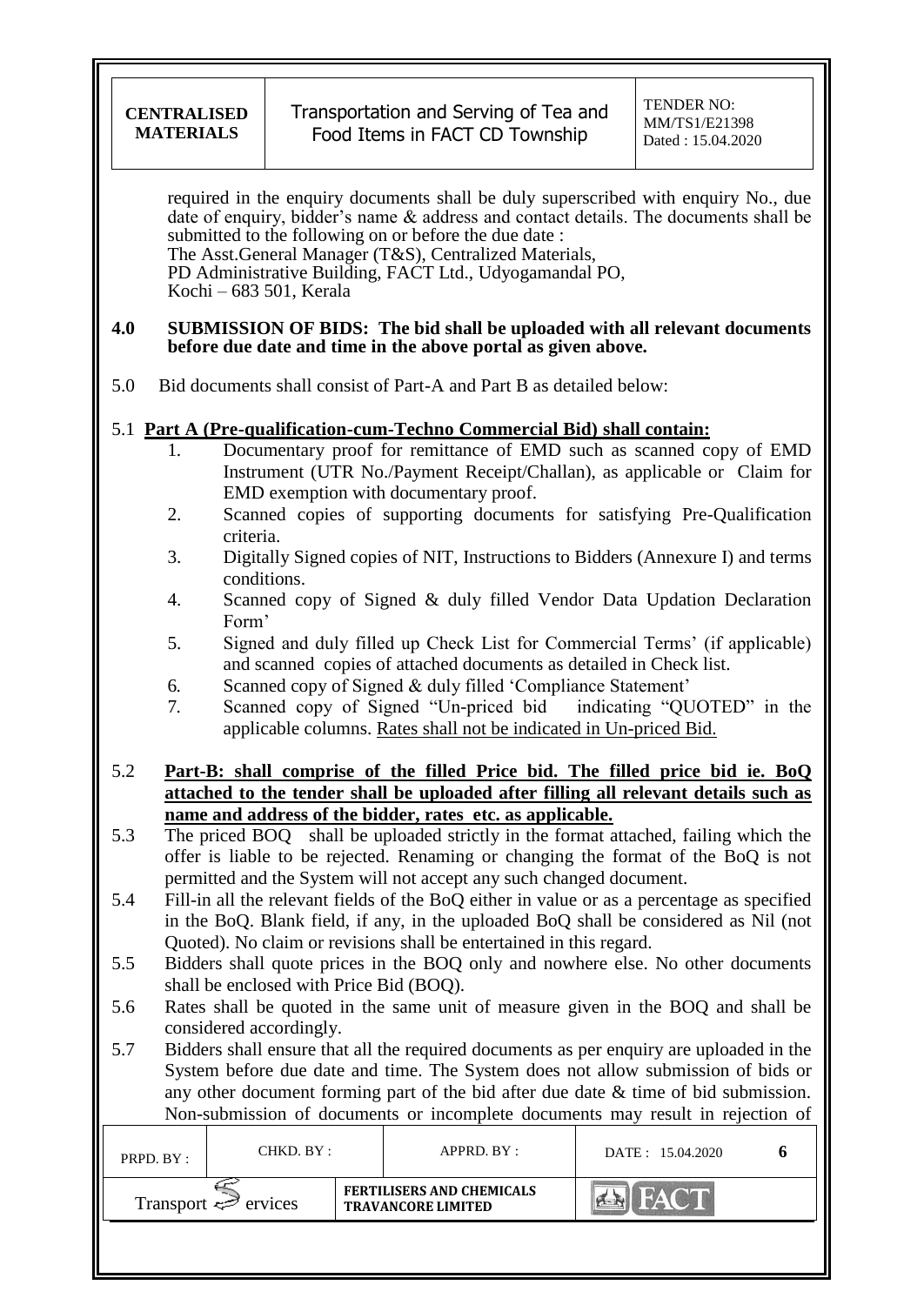required in the enquiry documents shall be duly superscribed with enquiry No., due date of enquiry, bidder's name & address and contact details. The documents shall be submitted to the following on or before the due date :
The Asst.General Manager (T&S), Centralized Materials,
PD Administrative Building, FACT Ltd., Udyogamandal PO,
Kochi – 683 501, Kerala

**4.0 SUBMISSION OF BIDS: The bid shall be uploaded with all relevant documents before due date and time in the above portal as given above.**

5.0 Bid documents shall consist of Part-A and Part B as detailed below:

5.1 **<u>Part A (Pre-qualification-cum-Techno Commercial Bid) shall contain:</u>**

1. Documentary proof for remittance of EMD such as scanned copy of EMD Instrument (UTR No./Payment Receipt/Challan), as applicable or Claim for EMD exemption with documentary proof.
2. Scanned copies of supporting documents for satisfying Pre-Qualification criteria.
3. Digitally Signed copies of NIT, Instructions to Bidders (Annexure I) and terms conditions.
4. Scanned copy of Signed & duly filled Vendor Data Updation Declaration Form'
5. Signed and duly filled up Check List for Commercial Terms' (if applicable) and scanned copies of attached documents as detailed in Check list.
6. Scanned copy of Signed & duly filled 'Compliance Statement'
7. Scanned copy of Signed "Un-priced bid indicating "QUOTED" in the applicable columns. <u>Rates shall not be indicated in Un-priced Bid.</u>

5.2 **<u>Part-B: shall comprise of the filled Price bid. The filled price bid ie. BoQ attached to the tender shall be uploaded after filling all relevant details such as name and address of the bidder, rates etc. as applicable.</u>**

5.3 The priced BOQ shall be uploaded strictly in the format attached, failing which the offer is liable to be rejected. Renaming or changing the format of the BoQ is not permitted and the System will not accept any such changed document.

5.4 Fill-in all the relevant fields of the BoQ either in value or as a percentage as specified in the BoQ. Blank field, if any, in the uploaded BoQ shall be considered as Nil (not Quoted). No claim or revisions shall be entertained in this regard.

5.5 Bidders shall quote prices in the BOQ only and nowhere else. No other documents shall be enclosed with Price Bid (BOQ).

5.6 Rates shall be quoted in the same unit of measure given in the BOQ and shall be considered accordingly.

5.7 Bidders shall ensure that all the required documents as per enquiry are uploaded in the System before due date and time. The System does not allow submission of bids or any other document forming part of the bid after due date & time of bid submission. Non-submission of documents or incomplete documents may result in rejection of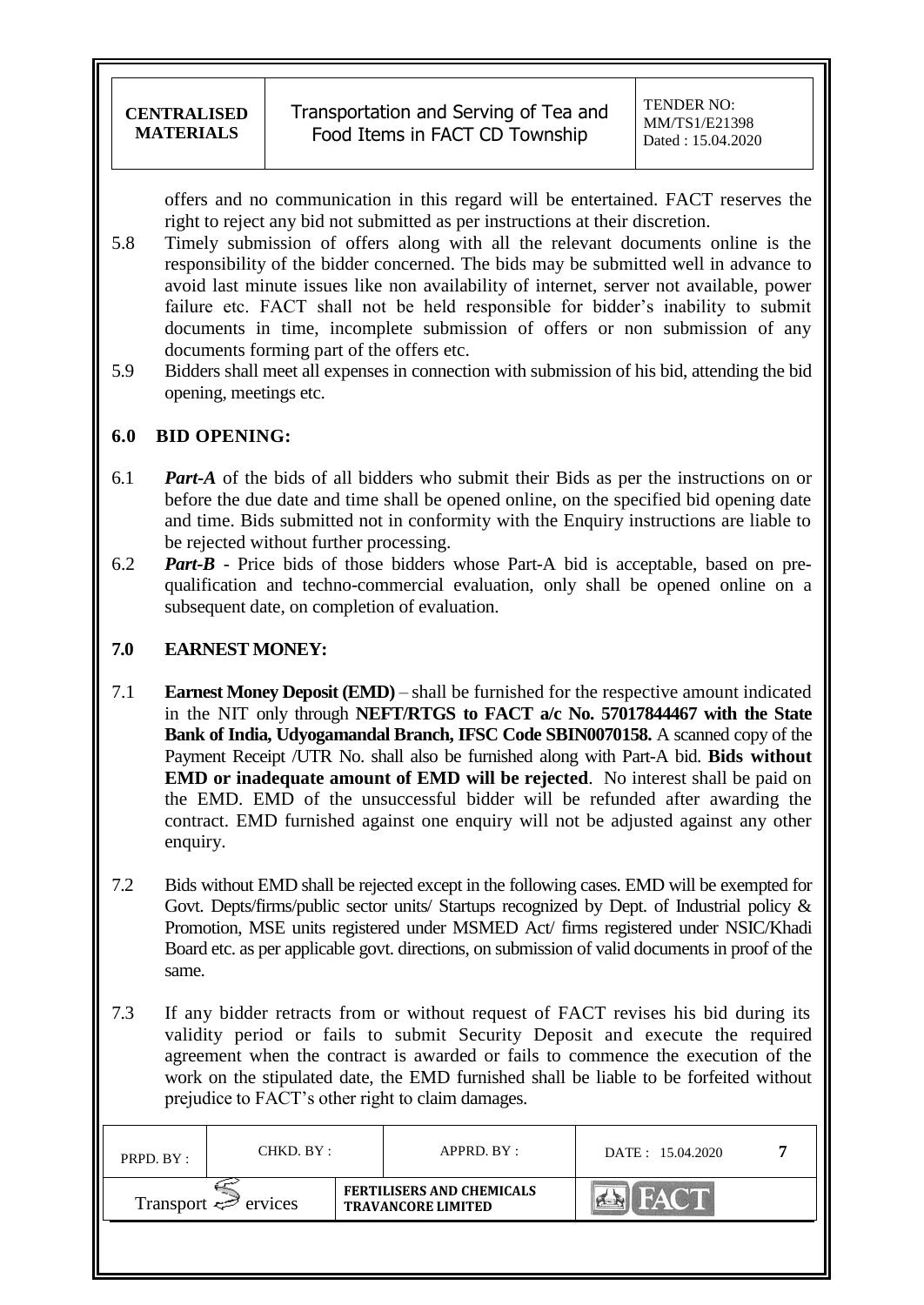offers and no communication in this regard will be entertained. FACT reserves the right to reject any bid not submitted as per instructions at their discretion.

5.8 Timely submission of offers along with all the relevant documents online is the responsibility of the bidder concerned. The bids may be submitted well in advance to avoid last minute issues like non availability of internet, server not available, power failure etc. FACT shall not be held responsible for bidder's inability to submit documents in time, incomplete submission of offers or non submission of any documents forming part of the offers etc.

5.9 Bidders shall meet all expenses in connection with submission of his bid, attending the bid opening, meetings etc.

## 6.0 BID OPENING:

6.1 ***Part-A*** of the bids of all bidders who submit their Bids as per the instructions on or before the due date and time shall be opened online, on the specified bid opening date and time. Bids submitted not in conformity with the Enquiry instructions are liable to be rejected without further processing.

6.2 ***Part-B*** - Price bids of those bidders whose Part-A bid is acceptable, based on pre-qualification and techno-commercial evaluation, only shall be opened online on a subsequent date, on completion of evaluation.

## 7.0 EARNEST MONEY:

7.1 **Earnest Money Deposit (EMD)** – shall be furnished for the respective amount indicated in the NIT only through **NEFT/RTGS to FACT a/c No. 57017844467 with the State Bank of India, Udyogamandal Branch, IFSC Code SBIN0070158.** A scanned copy of the Payment Receipt /UTR No. shall also be furnished along with Part-A bid. **Bids without EMD or inadequate amount of EMD will be rejected**. No interest shall be paid on the EMD. EMD of the unsuccessful bidder will be refunded after awarding the contract. EMD furnished against one enquiry will not be adjusted against any other enquiry.

7.2 Bids without EMD shall be rejected except in the following cases. EMD will be exempted for Govt. Depts/firms/public sector units/ Startups recognized by Dept. of Industrial policy & Promotion, MSE units registered under MSMED Act/ firms registered under NSIC/Khadi Board etc. as per applicable govt. directions, on submission of valid documents in proof of the same.

7.3 If any bidder retracts from or without request of FACT revises his bid during its validity period or fails to submit Security Deposit and execute the required agreement when the contract is awarded or fails to commence the execution of the work on the stipulated date, the EMD furnished shall be liable to be forfeited without prejudice to FACT's other right to claim damages.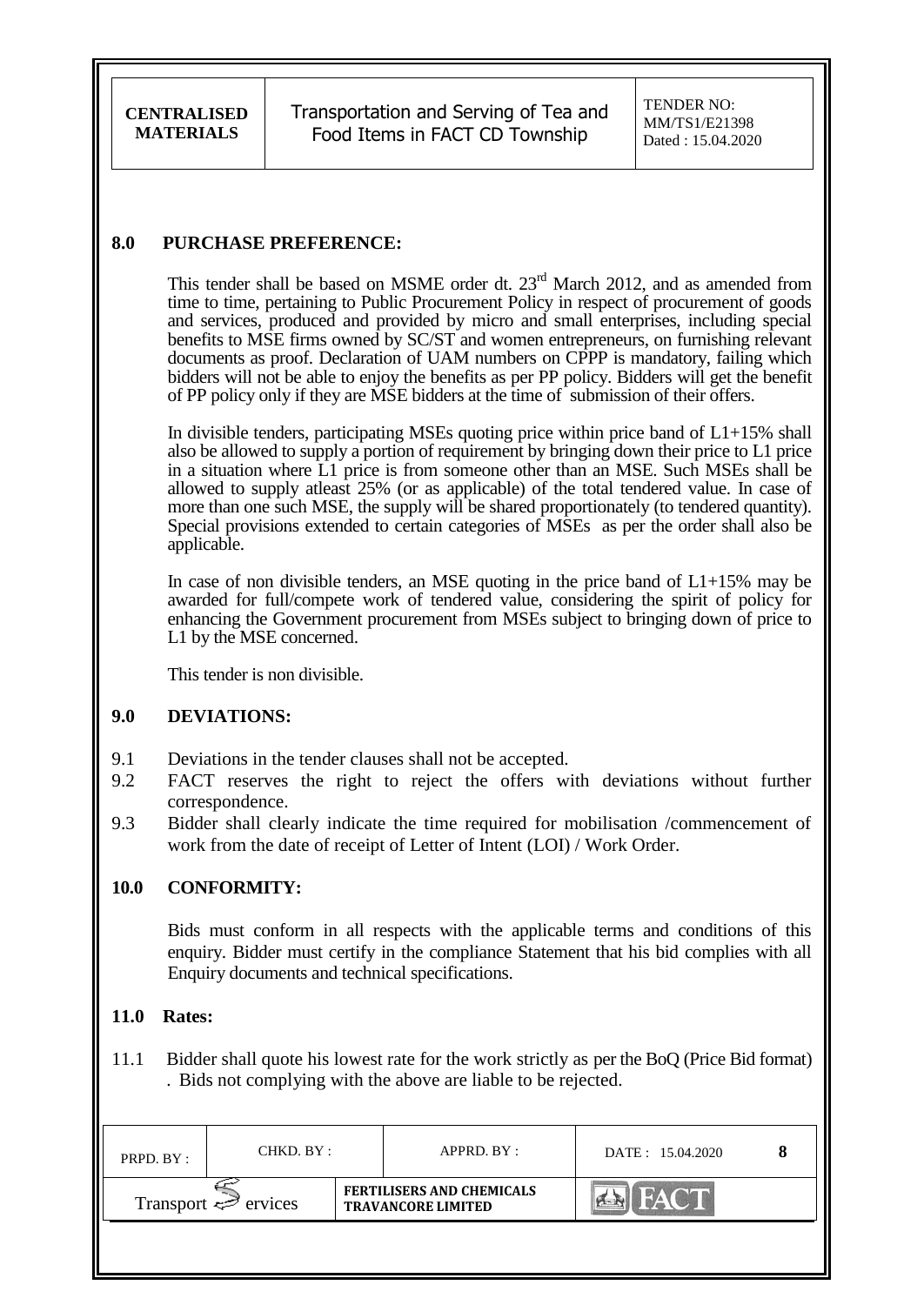## 8.0 PURCHASE PREFERENCE:

This tender shall be based on MSME order dt. 23rd March 2012, and as amended from time to time, pertaining to Public Procurement Policy in respect of procurement of goods and services, produced and provided by micro and small enterprises, including special benefits to MSE firms owned by SC/ST and women entrepreneurs, on furnishing relevant documents as proof. Declaration of UAM numbers on CPPP is mandatory, failing which bidders will not be able to enjoy the benefits as per PP policy. Bidders will get the benefit of PP policy only if they are MSE bidders at the time of submission of their offers.

In divisible tenders, participating MSEs quoting price within price band of L1+15% shall also be allowed to supply a portion of requirement by bringing down their price to L1 price in a situation where L1 price is from someone other than an MSE. Such MSEs shall be allowed to supply atleast 25% (or as applicable) of the total tendered value. In case of more than one such MSE, the supply will be shared proportionately (to tendered quantity). Special provisions extended to certain categories of MSEs as per the order shall also be applicable.

In case of non divisible tenders, an MSE quoting in the price band of L1+15% may be awarded for full/compete work of tendered value, considering the spirit of policy for enhancing the Government procurement from MSEs subject to bringing down of price to L1 by the MSE concerned.

This tender is non divisible.

## 9.0 DEVIATIONS:

9.1 Deviations in the tender clauses shall not be accepted.

9.2 FACT reserves the right to reject the offers with deviations without further correspondence.

9.3 Bidder shall clearly indicate the time required for mobilisation /commencement of work from the date of receipt of Letter of Intent (LOI) / Work Order.

## 10.0 CONFORMITY:

Bids must conform in all respects with the applicable terms and conditions of this enquiry. Bidder must certify in the compliance Statement that his bid complies with all Enquiry documents and technical specifications.

## 11.0 Rates:

11.1 Bidder shall quote his lowest rate for the work strictly as per the BoQ (Price Bid format) . Bids not complying with the above are liable to be rejected.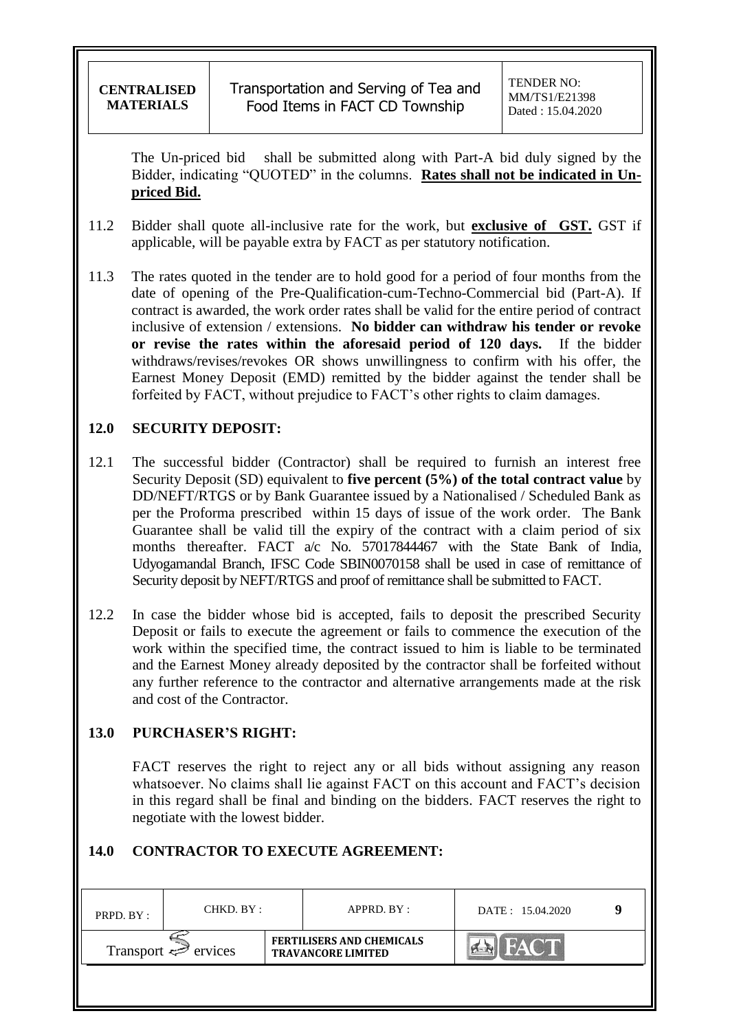The Un-priced bid shall be submitted along with Part-A bid duly signed by the Bidder, indicating "QUOTED" in the columns. **Rates shall not be indicated in Un-priced Bid.**

11.2 Bidder shall quote all-inclusive rate for the work, but **exclusive of GST.** GST if applicable, will be payable extra by FACT as per statutory notification.

11.3 The rates quoted in the tender are to hold good for a period of four months from the date of opening of the Pre-Qualification-cum-Techno-Commercial bid (Part-A). If contract is awarded, the work order rates shall be valid for the entire period of contract inclusive of extension / extensions. **No bidder can withdraw his tender or revoke or revise the rates within the aforesaid period of 120 days.** If the bidder withdraws/revises/revokes OR shows unwillingness to confirm with his offer, the Earnest Money Deposit (EMD) remitted by the bidder against the tender shall be forfeited by FACT, without prejudice to FACT's other rights to claim damages.

## 12.0 SECURITY DEPOSIT:

12.1 The successful bidder (Contractor) shall be required to furnish an interest free Security Deposit (SD) equivalent to **five percent (5%) of the total contract value** by DD/NEFT/RTGS or by Bank Guarantee issued by a Nationalised / Scheduled Bank as per the Proforma prescribed within 15 days of issue of the work order. The Bank Guarantee shall be valid till the expiry of the contract with a claim period of six months thereafter. FACT a/c No. 57017844467 with the State Bank of India, Udyogamandal Branch, IFSC Code SBIN0070158 shall be used in case of remittance of Security deposit by NEFT/RTGS and proof of remittance shall be submitted to FACT.

12.2 In case the bidder whose bid is accepted, fails to deposit the prescribed Security Deposit or fails to execute the agreement or fails to commence the execution of the work within the specified time, the contract issued to him is liable to be terminated and the Earnest Money already deposited by the contractor shall be forfeited without any further reference to the contractor and alternative arrangements made at the risk and cost of the Contractor.

## 13.0 PURCHASER'S RIGHT:

FACT reserves the right to reject any or all bids without assigning any reason whatsoever. No claims shall lie against FACT on this account and FACT's decision in this regard shall be final and binding on the bidders. FACT reserves the right to negotiate with the lowest bidder.

## 14.0 CONTRACTOR TO EXECUTE AGREEMENT: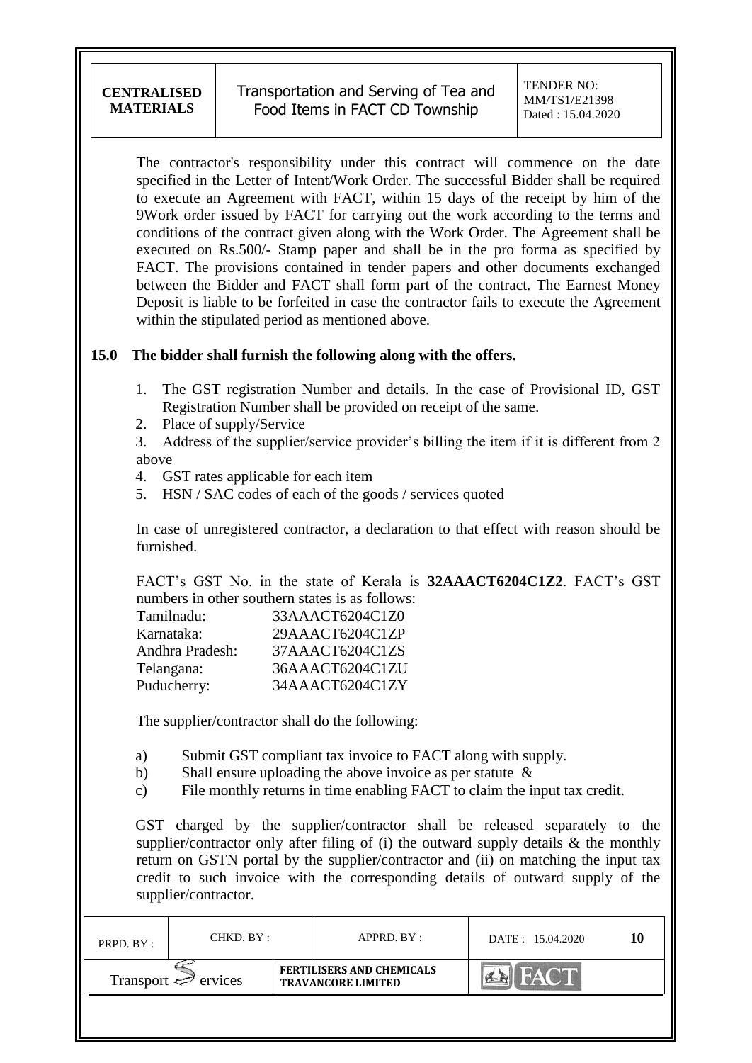The contractor's responsibility under this contract will commence on the date specified in the Letter of Intent/Work Order. The successful Bidder shall be required to execute an Agreement with FACT, within 15 days of the receipt by him of the 9Work order issued by FACT for carrying out the work according to the terms and conditions of the contract given along with the Work Order. The Agreement shall be executed on Rs.500/- Stamp paper and shall be in the pro forma as specified by FACT. The provisions contained in tender papers and other documents exchanged between the Bidder and FACT shall form part of the contract. The Earnest Money Deposit is liable to be forfeited in case the contractor fails to execute the Agreement within the stipulated period as mentioned above.

**15.0 The bidder shall furnish the following along with the offers.**

1. The GST registration Number and details. In the case of Provisional ID, GST Registration Number shall be provided on receipt of the same.
2. Place of supply/Service
3. Address of the supplier/service provider's billing the item if it is different from 2 above
4. GST rates applicable for each item
5. HSN / SAC codes of each of the goods / services quoted

In case of unregistered contractor, a declaration to that effect with reason should be furnished.

FACT's GST No. in the state of Kerala is **32AAACT6204C1Z2**. FACT's GST numbers in other southern states is as follows:

| | |
|---|---|
| Tamilnadu: | 33AAACT6204C1Z0 |
| Karnataka: | 29AAACT6204C1ZP |
| Andhra Pradesh: | 37AAACT6204C1ZS |
| Telangana: | 36AAACT6204C1ZU |
| Puducherry: | 34AAACT6204C1ZY |

The supplier/contractor shall do the following:

a) Submit GST compliant tax invoice to FACT along with supply.
b) Shall ensure uploading the above invoice as per statute &
c) File monthly returns in time enabling FACT to claim the input tax credit.

GST charged by the supplier/contractor shall be released separately to the supplier/contractor only after filing of (i) the outward supply details & the monthly return on GSTN portal by the supplier/contractor and (ii) on matching the input tax credit to such invoice with the corresponding details of outward supply of the supplier/contractor.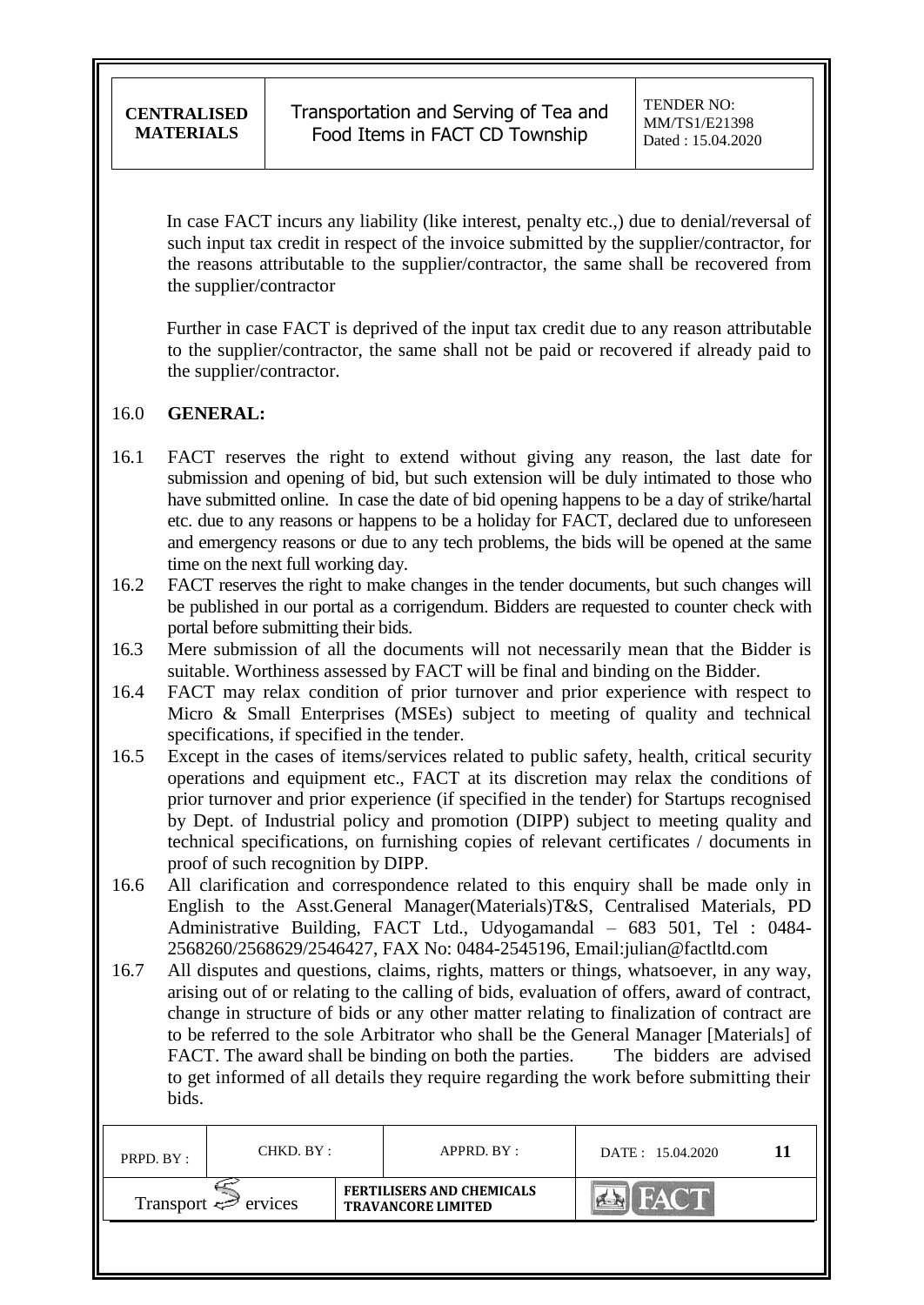In case FACT incurs any liability (like interest, penalty etc.,) due to denial/reversal of such input tax credit in respect of the invoice submitted by the supplier/contractor, for the reasons attributable to the supplier/contractor, the same shall be recovered from the supplier/contractor

Further in case FACT is deprived of the input tax credit due to any reason attributable to the supplier/contractor, the same shall not be paid or recovered if already paid to the supplier/contractor.

## 16.0 GENERAL:

16.1 FACT reserves the right to extend without giving any reason, the last date for submission and opening of bid, but such extension will be duly intimated to those who have submitted online. In case the date of bid opening happens to be a day of strike/hartal etc. due to any reasons or happens to be a holiday for FACT, declared due to unforeseen and emergency reasons or due to any tech problems, the bids will be opened at the same time on the next full working day.

16.2 FACT reserves the right to make changes in the tender documents, but such changes will be published in our portal as a corrigendum. Bidders are requested to counter check with portal before submitting their bids.

16.3 Mere submission of all the documents will not necessarily mean that the Bidder is suitable. Worthiness assessed by FACT will be final and binding on the Bidder.

16.4 FACT may relax condition of prior turnover and prior experience with respect to Micro & Small Enterprises (MSEs) subject to meeting of quality and technical specifications, if specified in the tender.

16.5 Except in the cases of items/services related to public safety, health, critical security operations and equipment etc., FACT at its discretion may relax the conditions of prior turnover and prior experience (if specified in the tender) for Startups recognised by Dept. of Industrial policy and promotion (DIPP) subject to meeting quality and technical specifications, on furnishing copies of relevant certificates / documents in proof of such recognition by DIPP.

16.6 All clarification and correspondence related to this enquiry shall be made only in English to the Asst.General Manager(Materials)T&S, Centralised Materials, PD Administrative Building, FACT Ltd., Udyogamandal – 683 501, Tel : 0484-2568260/2568629/2546427, FAX No: 0484-2545196, Email:julian@factltd.com

16.7 All disputes and questions, claims, rights, matters or things, whatsoever, in any way, arising out of or relating to the calling of bids, evaluation of offers, award of contract, change in structure of bids or any other matter relating to finalization of contract are to be referred to the sole Arbitrator who shall be the General Manager [Materials] of FACT. The award shall be binding on both the parties. The bidders are advised to get informed of all details they require regarding the work before submitting their bids.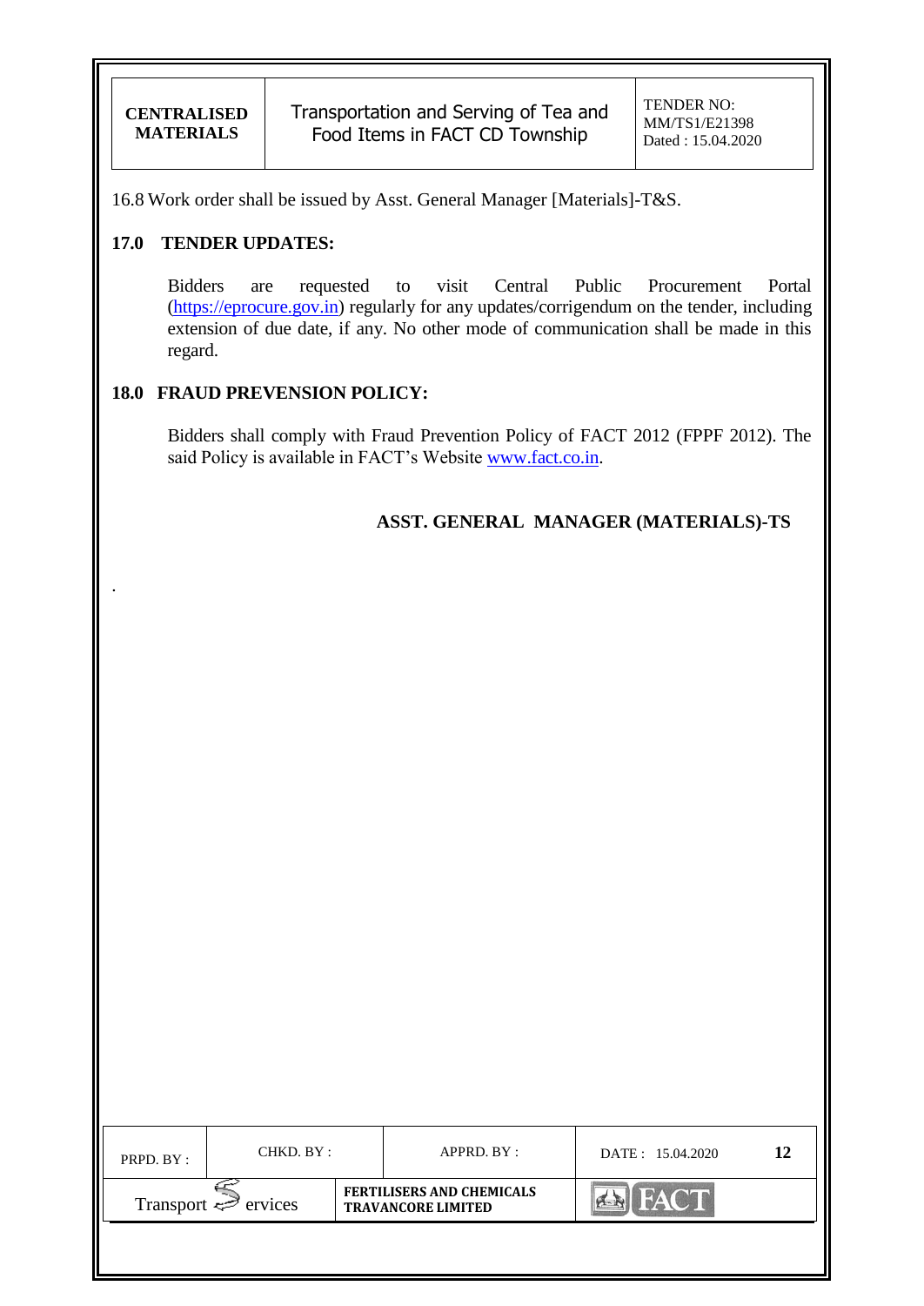16.8 Work order shall be issued by Asst. General Manager [Materials]-T&S.

## 17.0 TENDER UPDATES:

Bidders are requested to visit Central Public Procurement Portal (https://eprocure.gov.in) regularly for any updates/corrigendum on the tender, including extension of due date, if any. No other mode of communication shall be made in this regard.

## 18.0 FRAUD PREVENSION POLICY:

Bidders shall comply with Fraud Prevention Policy of FACT 2012 (FPPF 2012). The said Policy is available in FACT's Website www.fact.co.in.

**ASST. GENERAL MANAGER (MATERIALS)-TS**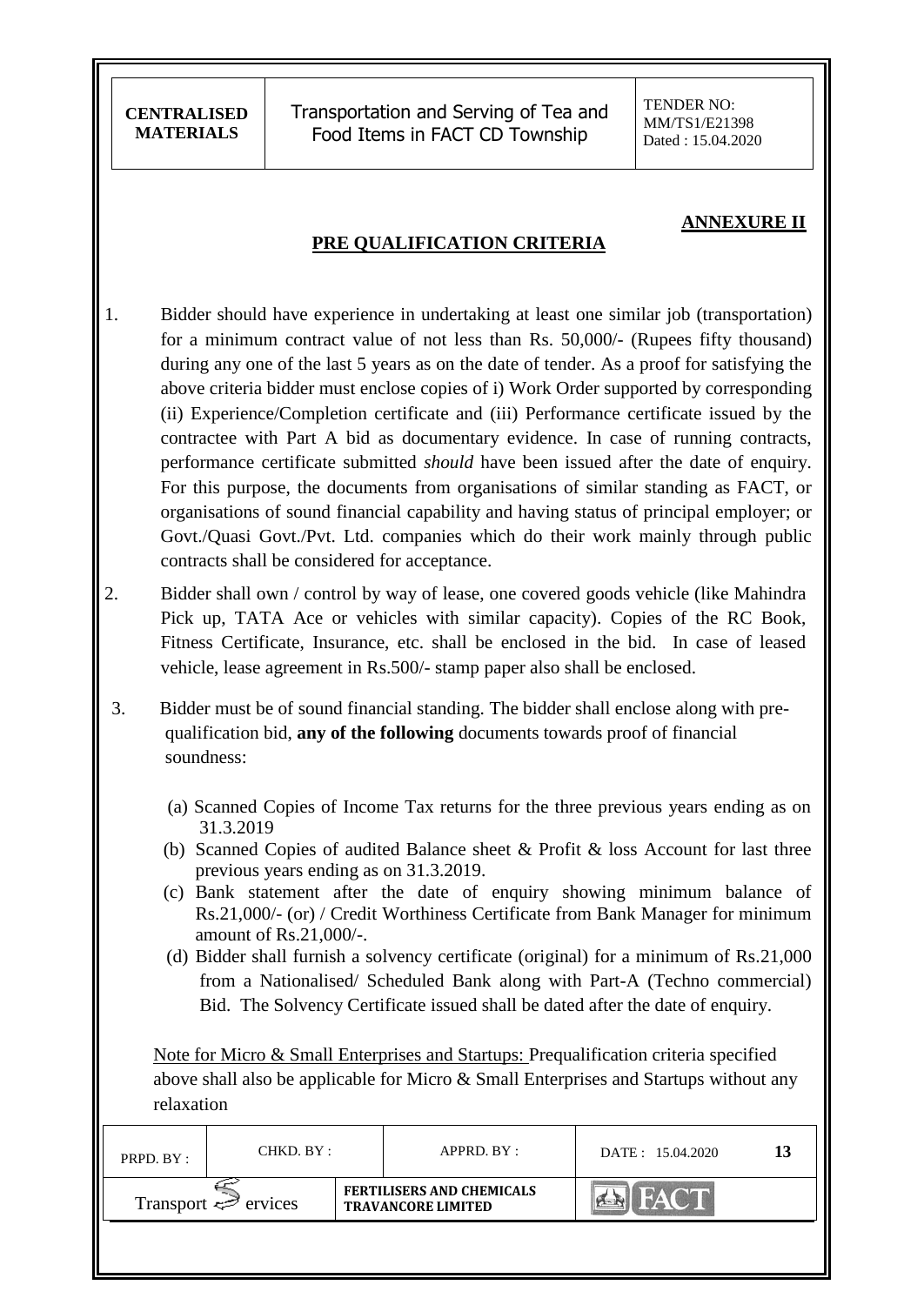**ANNEXURE II**

## PRE QUALIFICATION CRITERIA

1. Bidder should have experience in undertaking at least one similar job (transportation) for a minimum contract value of not less than Rs. 50,000/- (Rupees fifty thousand) during any one of the last 5 years as on the date of tender. As a proof for satisfying the above criteria bidder must enclose copies of i) Work Order supported by corresponding (ii) Experience/Completion certificate and (iii) Performance certificate issued by the contractee with Part A bid as documentary evidence. In case of running contracts, performance certificate submitted *should* have been issued after the date of enquiry. For this purpose, the documents from organisations of similar standing as FACT, or organisations of sound financial capability and having status of principal employer; or Govt./Quasi Govt./Pvt. Ltd. companies which do their work mainly through public contracts shall be considered for acceptance.

2. Bidder shall own / control by way of lease, one covered goods vehicle (like Mahindra Pick up, TATA Ace or vehicles with similar capacity). Copies of the RC Book, Fitness Certificate, Insurance, etc. shall be enclosed in the bid. In case of leased vehicle, lease agreement in Rs.500/- stamp paper also shall be enclosed.

3. Bidder must be of sound financial standing. The bidder shall enclose along with pre-qualification bid, **any of the following** documents towards proof of financial soundness:

   (a) Scanned Copies of Income Tax returns for the three previous years ending as on 31.3.2019
   
   (b) Scanned Copies of audited Balance sheet & Profit & loss Account for last three previous years ending as on 31.3.2019.
   
   (c) Bank statement after the date of enquiry showing minimum balance of Rs.21,000/- (or) / Credit Worthiness Certificate from Bank Manager for minimum amount of Rs.21,000/-.
   
   (d) Bidder shall furnish a solvency certificate (original) for a minimum of Rs.21,000 from a Nationalised/ Scheduled Bank along with Part-A (Techno commercial) Bid. The Solvency Certificate issued shall be dated after the date of enquiry.

Note for Micro & Small Enterprises and Startups: Prequalification criteria specified above shall also be applicable for Micro & Small Enterprises and Startups without any relaxation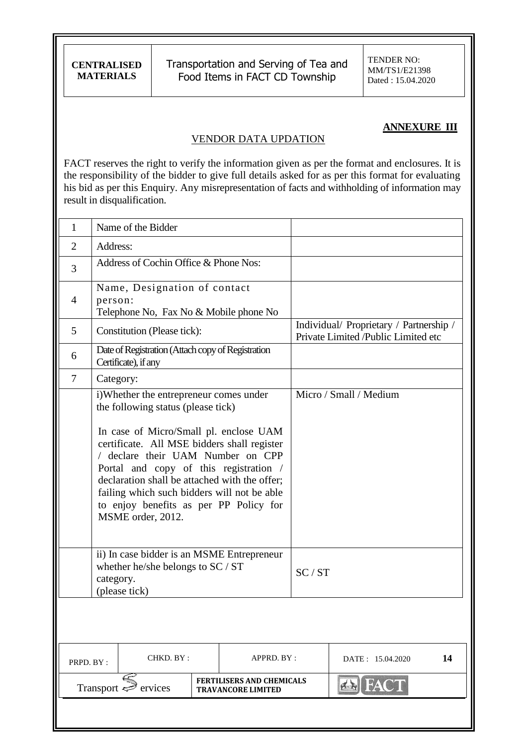**ANNEXURE III**

## VENDOR DATA UPDATION

FACT reserves the right to verify the information given as per the format and enclosures. It is the responsibility of the bidder to give full details asked for as per this format for evaluating his bid as per this Enquiry. Any misrepresentation of facts and withholding of information may result in disqualification.

| 1 | Name of the Bidder | |
|---|---|---|
| 2 | Address: | |
| 3 | Address of Cochin Office & Phone Nos: | |
| 4 | Name, Designation of contact person: Telephone No, Fax No & Mobile phone No | |
| 5 | Constitution (Please tick): | Individual/ Proprietary / Partnership / Private Limited /Public Limited etc |
| 6 | Date of Registration (Attach copy of Registration Certificate), if any | |
| 7 | Category: | |
| | i)Whether the entrepreneur comes under the following status (please tick)<br><br>In case of Micro/Small pl. enclose UAM certificate. All MSE bidders shall register / declare their UAM Number on CPP Portal and copy of this registration / declaration shall be attached with the offer; failing which such bidders will not be able to enjoy benefits as per PP Policy for MSME order, 2012. | Micro / Small / Medium |
| | ii) In case bidder is an MSME Entrepreneur whether he/she belongs to SC / ST category. (please tick) | SC / ST |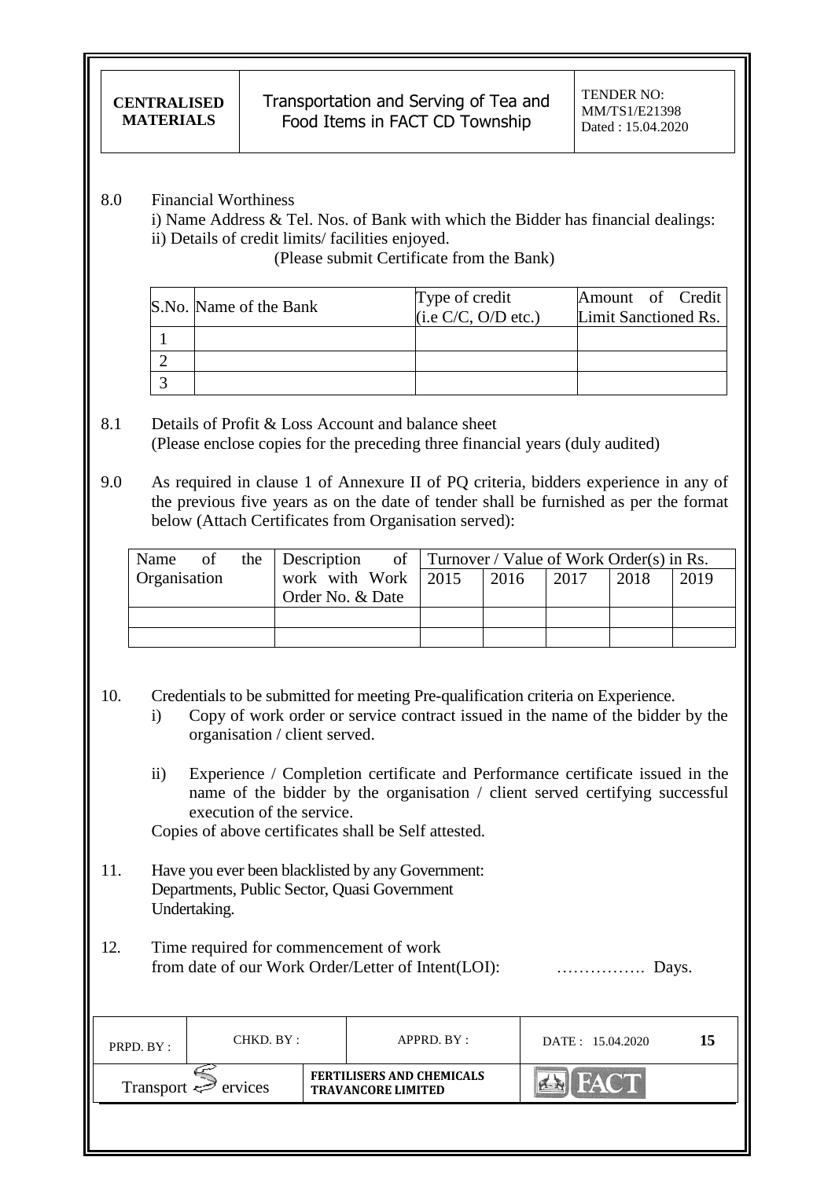8.0 Financial Worthiness

i) Name Address & Tel. Nos. of Bank with which the Bidder has financial dealings:
ii) Details of credit limits/ facilities enjoyed.

(Please submit Certificate from the Bank)

| S.No. | Name of the Bank | Type of credit (i.e C/C, O/D etc.) | Amount of Credit Limit Sanctioned Rs. |
|---|---|---|---|
| 1 | | | |
| 2 | | | |
| 3 | | | |

8.1 Details of Profit & Loss Account and balance sheet
(Please enclose copies for the preceding three financial years (duly audited)

9.0 As required in clause 1 of Annexure II of PQ criteria, bidders experience in any of the previous five years as on the date of tender shall be furnished as per the format below (Attach Certificates from Organisation served):

| Name of the Organisation | Description of work with Work Order No. & Date | Turnover / Value of Work Order(s) in Rs. | | | | |
|---|---|---|---|---|---|---|
| | | 2015 | 2016 | 2017 | 2018 | 2019 |
| | | | | | | |
| | | | | | | |

10. Credentials to be submitted for meeting Pre-qualification criteria on Experience.

i) Copy of work order or service contract issued in the name of the bidder by the organisation / client served.

ii) Experience / Completion certificate and Performance certificate issued in the name of the bidder by the organisation / client served certifying successful execution of the service.

Copies of above certificates shall be Self attested.

11. Have you ever been blacklisted by any Government: Departments, Public Sector, Quasi Government Undertaking.

12. Time required for commencement of work from date of our Work Order/Letter of Intent(LOI): ……………. Days.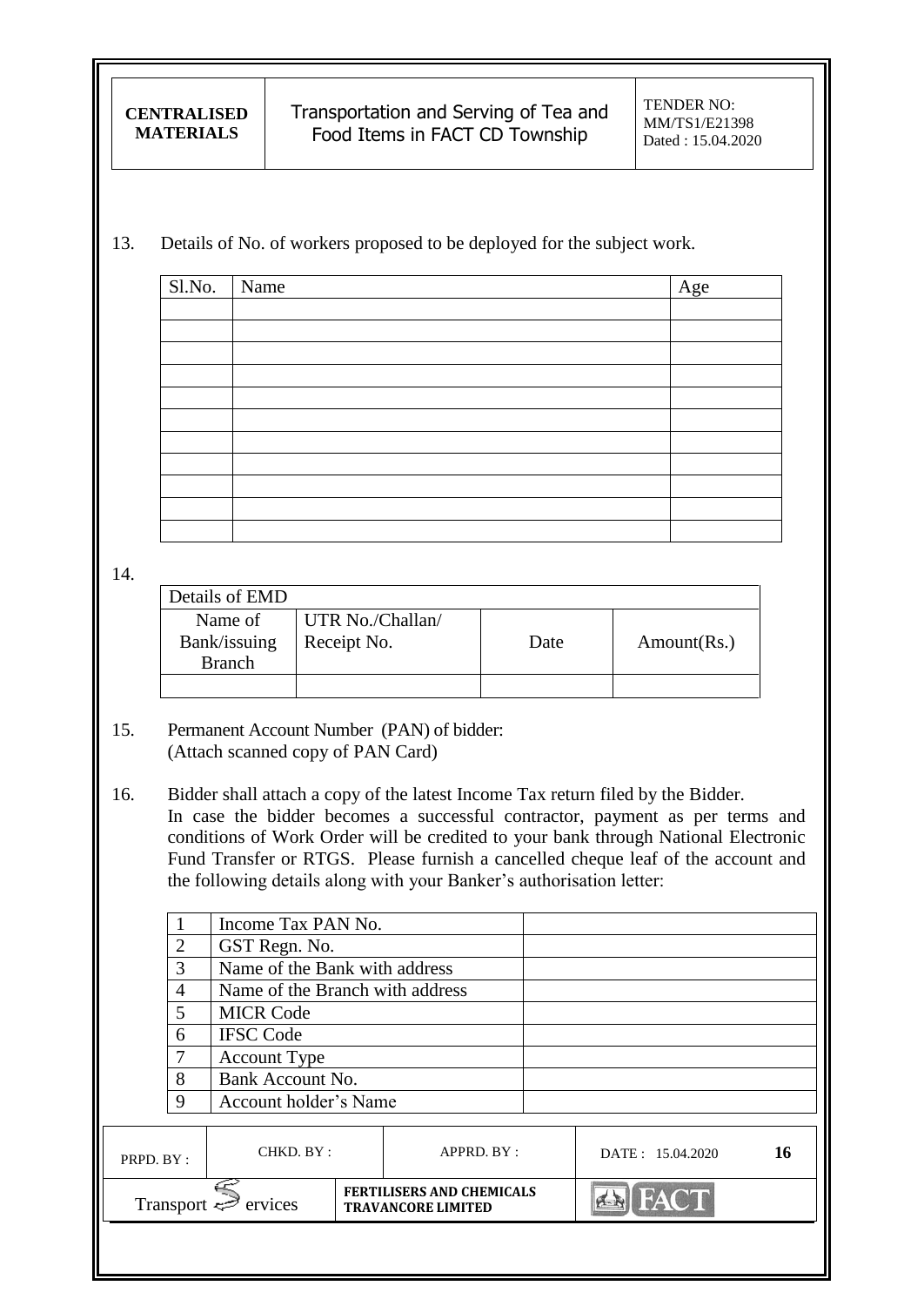13. Details of No. of workers proposed to be deployed for the subject work.

| Sl.No. | Name | Age |
|---|---|---|
| | | |
| | | |
| | | |
| | | |
| | | |
| | | |
| | | |
| | | |
| | | |
| | | |
| | | |

14.

| Details of EMD | | | |
|---|---|---|---|
| Name of Bank/issuing Branch | UTR No./Challan/ Receipt No. | Date | Amount(Rs.) |
| | | | |

15. Permanent Account Number (PAN) of bidder:
(Attach scanned copy of PAN Card)

16. Bidder shall attach a copy of the latest Income Tax return filed by the Bidder.
In case the bidder becomes a successful contractor, payment as per terms and conditions of Work Order will be credited to your bank through National Electronic Fund Transfer or RTGS. Please furnish a cancelled cheque leaf of the account and the following details along with your Banker's authorisation letter:

| | | |
|---|---|---|
| 1 | Income Tax PAN No. | |
| 2 | GST Regn. No. | |
| 3 | Name of the Bank with address | |
| 4 | Name of the Branch with address | |
| 5 | MICR Code | |
| 6 | IFSC Code | |
| 7 | Account Type | |
| 8 | Bank Account No. | |
| 9 | Account holder's Name | |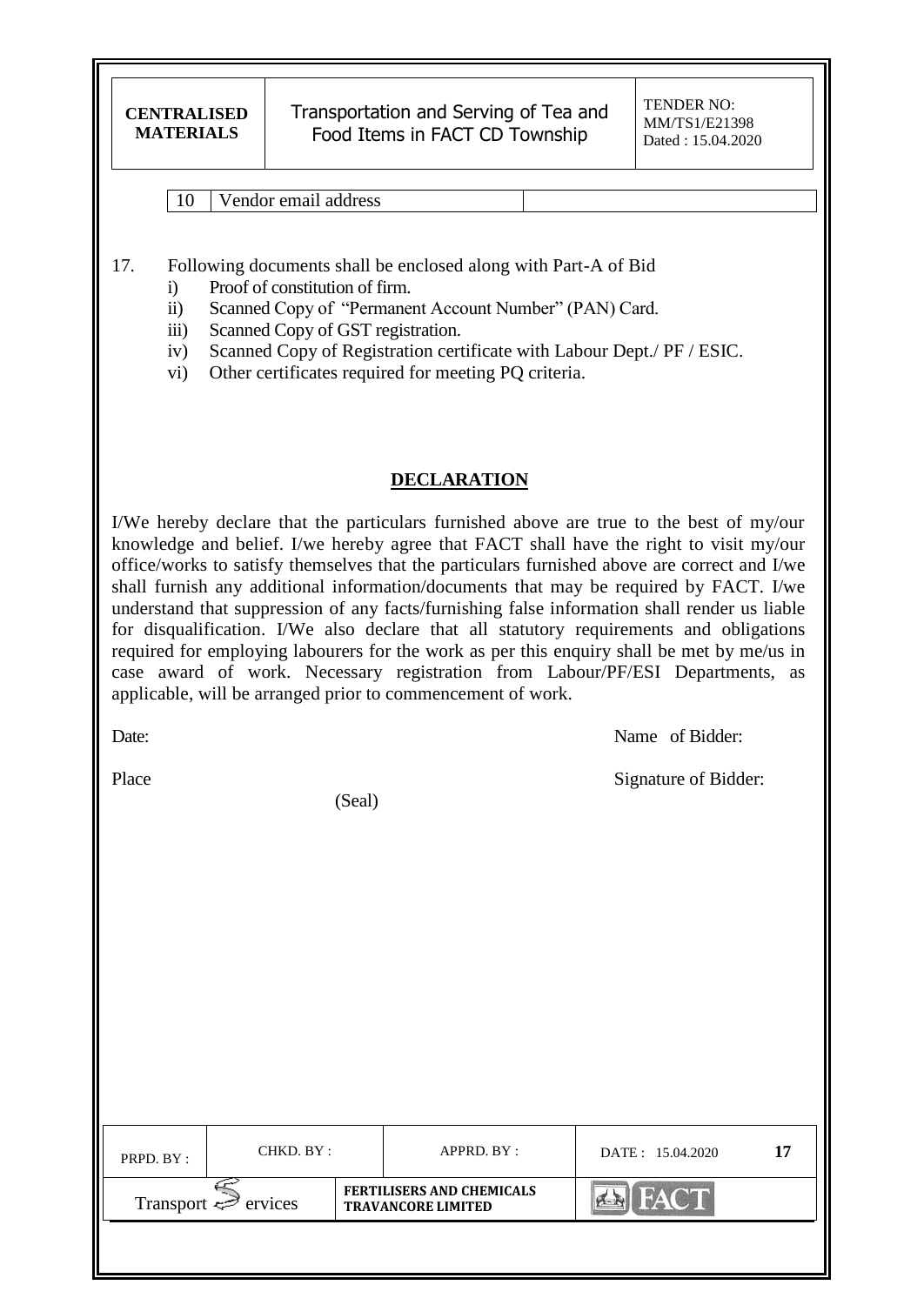| 10 | Vendor email address | |
|---|---|---|

17. Following documents shall be enclosed along with Part-A of Bid
    i) Proof of constitution of firm.
    ii) Scanned Copy of "Permanent Account Number" (PAN) Card.
    iii) Scanned Copy of GST registration.
    iv) Scanned Copy of Registration certificate with Labour Dept./ PF / ESIC.
    vi) Other certificates required for meeting PQ criteria.

## DECLARATION

I/We hereby declare that the particulars furnished above are true to the best of my/our knowledge and belief. I/we hereby agree that FACT shall have the right to visit my/our office/works to satisfy themselves that the particulars furnished above are correct and I/we shall furnish any additional information/documents that may be required by FACT. I/we understand that suppression of any facts/furnishing false information shall render us liable for disqualification. I/We also declare that all statutory requirements and obligations required for employing labourers for the work as per this enquiry shall be met by me/us in case award of work. Necessary registration from Labour/PF/ESI Departments, as applicable, will be arranged prior to commencement of work.

Date: Name of Bidder:

Place Signature of Bidder:

(Seal)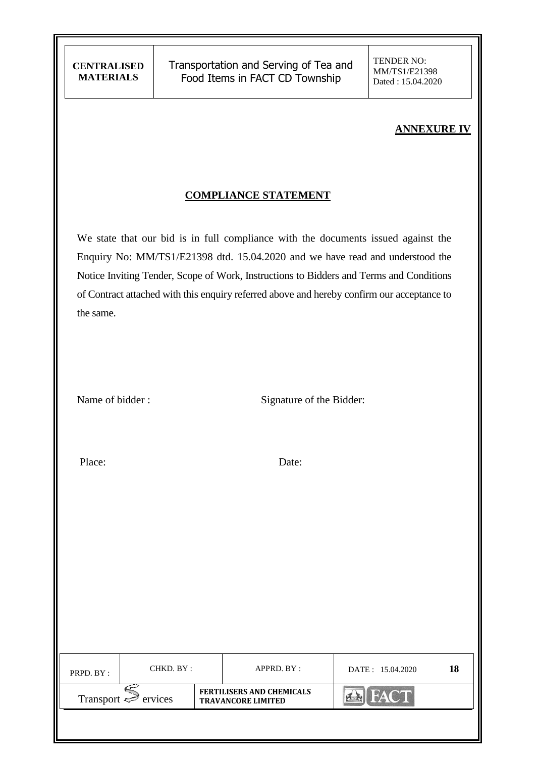**ANNEXURE IV**

## COMPLIANCE STATEMENT

We state that our bid is in full compliance with the documents issued against the Enquiry No: MM/TS1/E21398 dtd. 15.04.2020 and we have read and understood the Notice Inviting Tender, Scope of Work, Instructions to Bidders and Terms and Conditions of Contract attached with this enquiry referred above and hereby confirm our acceptance to the same.

Name of bidder : Signature of the Bidder:

Place: Date: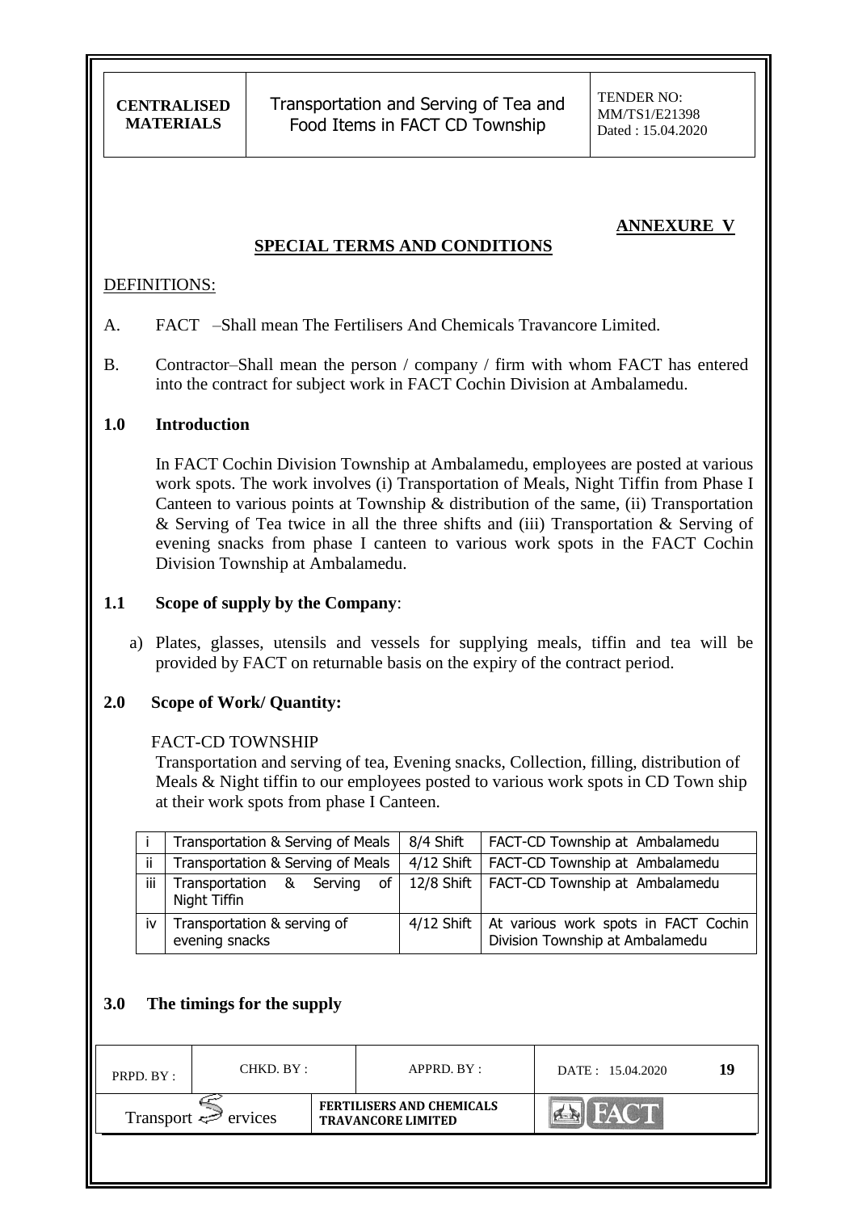## ANNEXURE V

## SPECIAL TERMS AND CONDITIONS

DEFINITIONS:

A. FACT –Shall mean The Fertilisers And Chemicals Travancore Limited.

B. Contractor–Shall mean the person / company / firm with whom FACT has entered into the contract for subject work in FACT Cochin Division at Ambalamedu.

### 1.0 Introduction

In FACT Cochin Division Township at Ambalamedu, employees are posted at various work spots. The work involves (i) Transportation of Meals, Night Tiffin from Phase I Canteen to various points at Township & distribution of the same, (ii) Transportation & Serving of Tea twice in all the three shifts and (iii) Transportation & Serving of evening snacks from phase I canteen to various work spots in the FACT Cochin Division Township at Ambalamedu.

### 1.1 Scope of supply by the Company:

a) Plates, glasses, utensils and vessels for supplying meals, tiffin and tea will be provided by FACT on returnable basis on the expiry of the contract period.

### 2.0 Scope of Work/ Quantity:

FACT-CD TOWNSHIP

Transportation and serving of tea, Evening snacks, Collection, filling, distribution of Meals & Night tiffin to our employees posted to various work spots in CD Town ship at their work spots from phase I Canteen.

| | | | |
|---|---|---|---|
| i | Transportation & Serving of Meals | 8/4 Shift | FACT-CD Township at Ambalamedu |
| ii | Transportation & Serving of Meals | 4/12 Shift | FACT-CD Township at Ambalamedu |
| iii | Transportation & Serving of Night Tiffin | 12/8 Shift | FACT-CD Township at Ambalamedu |
| iv | Transportation & serving of evening snacks | 4/12 Shift | At various work spots in FACT Cochin Division Township at Ambalamedu |

### 3.0 The timings for the supply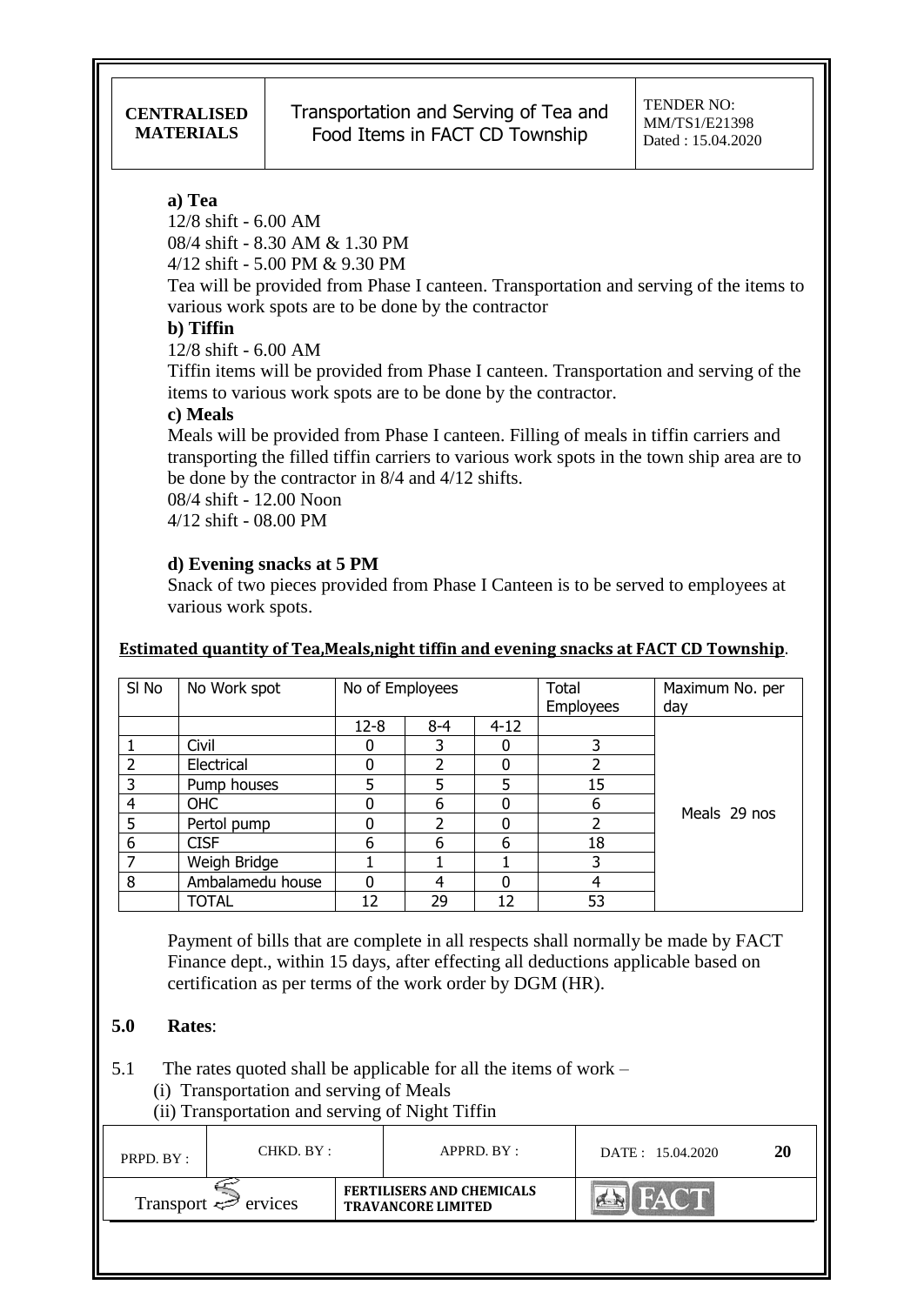**a) Tea**

12/8 shift - 6.00 AM

08/4 shift - 8.30 AM & 1.30 PM

4/12 shift - 5.00 PM & 9.30 PM

Tea will be provided from Phase I canteen. Transportation and serving of the items to various work spots are to be done by the contractor

**b) Tiffin**

12/8 shift - 6.00 AM

Tiffin items will be provided from Phase I canteen. Transportation and serving of the items to various work spots are to be done by the contractor.

**c) Meals**

Meals will be provided from Phase I canteen. Filling of meals in tiffin carriers and transporting the filled tiffin carriers to various work spots in the town ship area are to be done by the contractor in 8/4 and 4/12 shifts.

08/4 shift - 12.00 Noon

4/12 shift - 08.00 PM

**d) Evening snacks at 5 PM**

Snack of two pieces provided from Phase I Canteen is to be served to employees at various work spots.

**Estimated quantity of Tea,Meals,night tiffin and evening snacks at FACT CD Township**.

| Sl No | No Work spot | No of Employees | | | Total Employees | Maximum No. per day |
|---|---|---|---|---|---|---|
| | | 12-8 | 8-4 | 4-12 | | |
| 1 | Civil | 0 | 3 | 0 | 3 | Meals 29 nos |
| 2 | Electrical | 0 | 2 | 0 | 2 | |
| 3 | Pump houses | 5 | 5 | 5 | 15 | |
| 4 | OHC | 0 | 6 | 0 | 6 | |
| 5 | Pertol pump | 0 | 2 | 0 | 2 | |
| 6 | CISF | 6 | 6 | 6 | 18 | |
| 7 | Weigh Bridge | 1 | 1 | 1 | 3 | |
| 8 | Ambalamedu house | 0 | 4 | 0 | 4 | |
| | TOTAL | 12 | 29 | 12 | 53 | |

Payment of bills that are complete in all respects shall normally be made by FACT Finance dept., within 15 days, after effecting all deductions applicable based on certification as per terms of the work order by DGM (HR).

## 5.0 Rates:

5.1 The rates quoted shall be applicable for all the items of work –

(i) Transportation and serving of Meals

(ii) Transportation and serving of Night Tiffin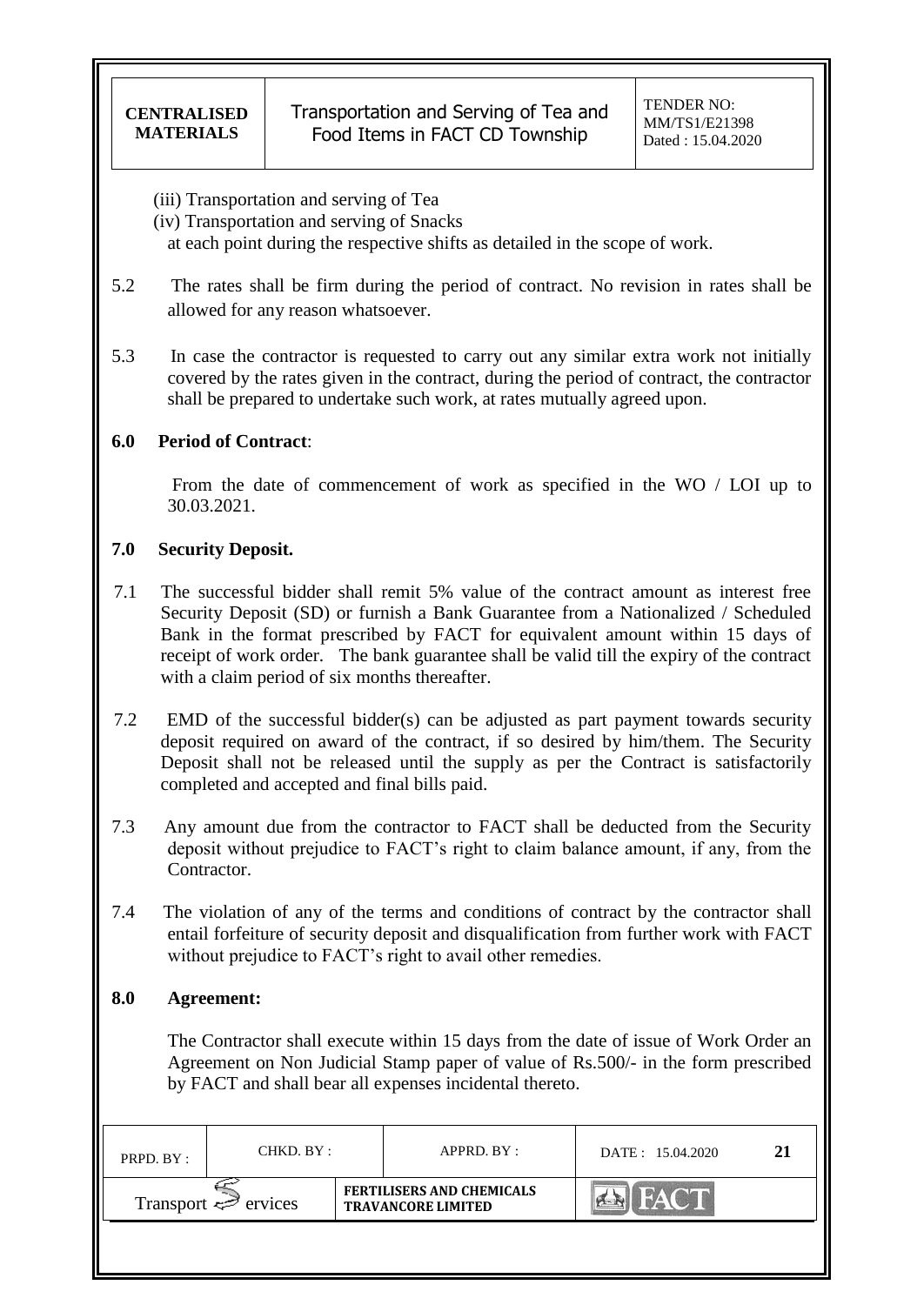(iii) Transportation and serving of Tea

(iv) Transportation and serving of Snacks

at each point during the respective shifts as detailed in the scope of work.

5.2 The rates shall be firm during the period of contract. No revision in rates shall be allowed for any reason whatsoever.

5.3 In case the contractor is requested to carry out any similar extra work not initially covered by the rates given in the contract, during the period of contract, the contractor shall be prepared to undertake such work, at rates mutually agreed upon.

## 6.0 Period of Contract:

From the date of commencement of work as specified in the WO / LOI up to 30.03.2021.

## 7.0 Security Deposit.

7.1 The successful bidder shall remit 5% value of the contract amount as interest free Security Deposit (SD) or furnish a Bank Guarantee from a Nationalized / Scheduled Bank in the format prescribed by FACT for equivalent amount within 15 days of receipt of work order. The bank guarantee shall be valid till the expiry of the contract with a claim period of six months thereafter.

7.2 EMD of the successful bidder(s) can be adjusted as part payment towards security deposit required on award of the contract, if so desired by him/them. The Security Deposit shall not be released until the supply as per the Contract is satisfactorily completed and accepted and final bills paid.

7.3 Any amount due from the contractor to FACT shall be deducted from the Security deposit without prejudice to FACT's right to claim balance amount, if any, from the Contractor.

7.4 The violation of any of the terms and conditions of contract by the contractor shall entail forfeiture of security deposit and disqualification from further work with FACT without prejudice to FACT's right to avail other remedies.

## 8.0 Agreement:

The Contractor shall execute within 15 days from the date of issue of Work Order an Agreement on Non Judicial Stamp paper of value of Rs.500/- in the form prescribed by FACT and shall bear all expenses incidental thereto.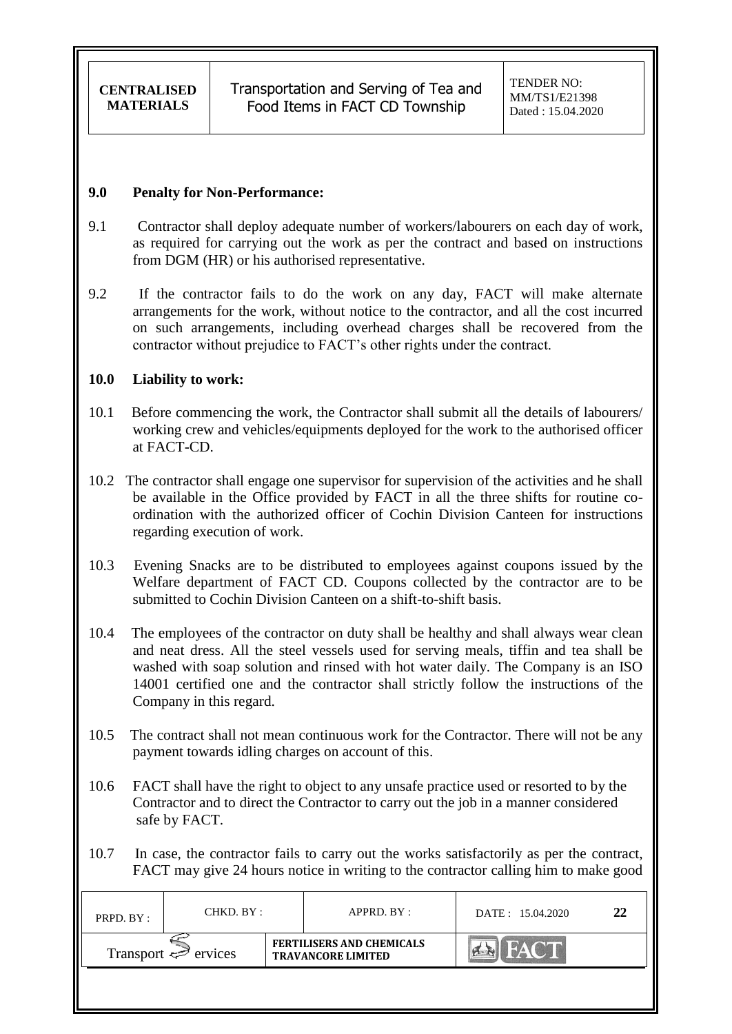## 9.0 Penalty for Non-Performance:

9.1 Contractor shall deploy adequate number of workers/labourers on each day of work, as required for carrying out the work as per the contract and based on instructions from DGM (HR) or his authorised representative.

9.2 If the contractor fails to do the work on any day, FACT will make alternate arrangements for the work, without notice to the contractor, and all the cost incurred on such arrangements, including overhead charges shall be recovered from the contractor without prejudice to FACT's other rights under the contract.

## 10.0 Liability to work:

10.1 Before commencing the work, the Contractor shall submit all the details of labourers/ working crew and vehicles/equipments deployed for the work to the authorised officer at FACT-CD.

10.2 The contractor shall engage one supervisor for supervision of the activities and he shall be available in the Office provided by FACT in all the three shifts for routine co-ordination with the authorized officer of Cochin Division Canteen for instructions regarding execution of work.

10.3 Evening Snacks are to be distributed to employees against coupons issued by the Welfare department of FACT CD. Coupons collected by the contractor are to be submitted to Cochin Division Canteen on a shift-to-shift basis.

10.4 The employees of the contractor on duty shall be healthy and shall always wear clean and neat dress. All the steel vessels used for serving meals, tiffin and tea shall be washed with soap solution and rinsed with hot water daily. The Company is an ISO 14001 certified one and the contractor shall strictly follow the instructions of the Company in this regard.

10.5 The contract shall not mean continuous work for the Contractor. There will not be any payment towards idling charges on account of this.

10.6 FACT shall have the right to object to any unsafe practice used or resorted to by the Contractor and to direct the Contractor to carry out the job in a manner considered safe by FACT.

10.7 In case, the contractor fails to carry out the works satisfactorily as per the contract, FACT may give 24 hours notice in writing to the contractor calling him to make good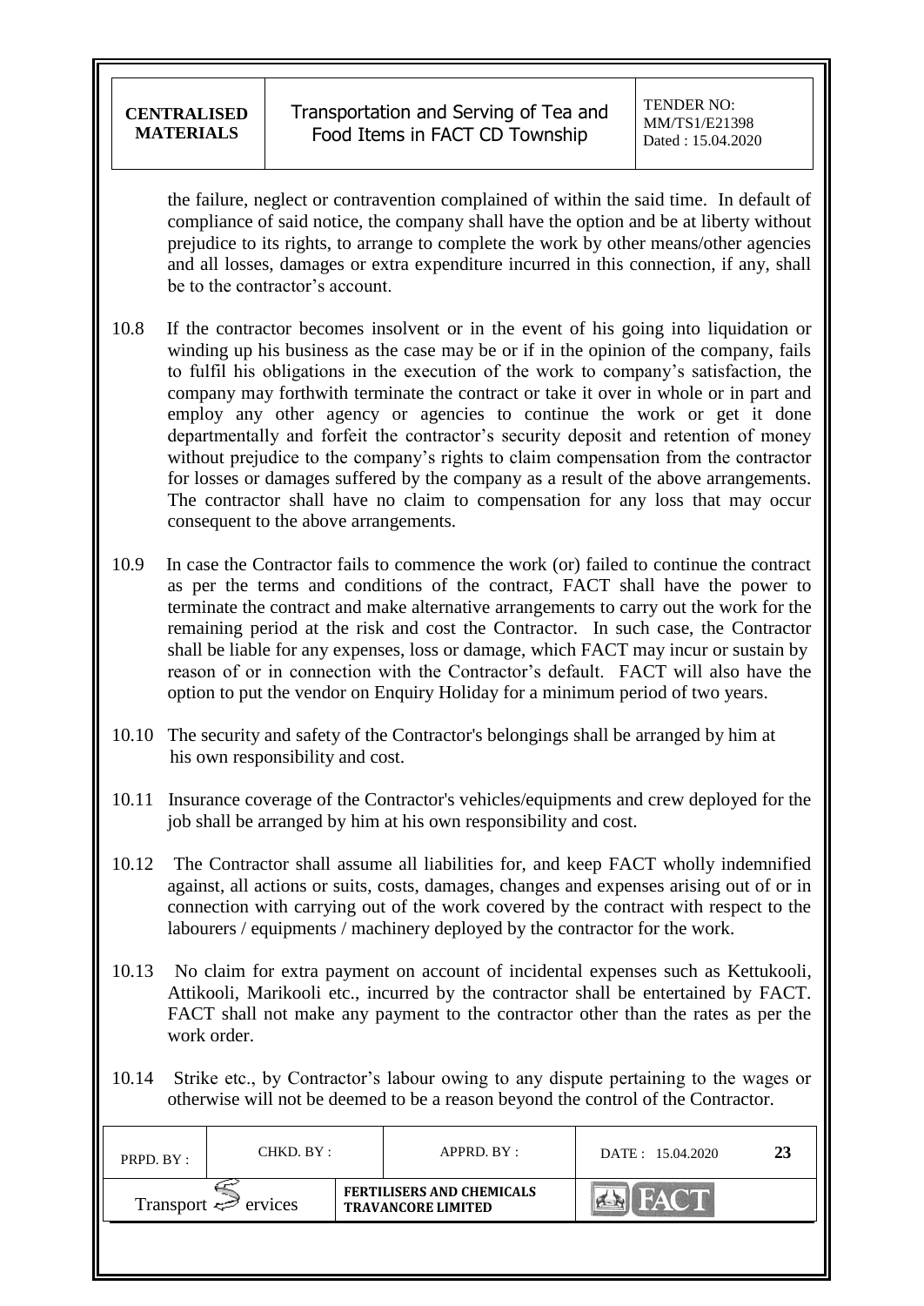the failure, neglect or contravention complained of within the said time. In default of compliance of said notice, the company shall have the option and be at liberty without prejudice to its rights, to arrange to complete the work by other means/other agencies and all losses, damages or extra expenditure incurred in this connection, if any, shall be to the contractor's account.

10.8 If the contractor becomes insolvent or in the event of his going into liquidation or winding up his business as the case may be or if in the opinion of the company, fails to fulfil his obligations in the execution of the work to company's satisfaction, the company may forthwith terminate the contract or take it over in whole or in part and employ any other agency or agencies to continue the work or get it done departmentally and forfeit the contractor's security deposit and retention of money without prejudice to the company's rights to claim compensation from the contractor for losses or damages suffered by the company as a result of the above arrangements. The contractor shall have no claim to compensation for any loss that may occur consequent to the above arrangements.

10.9 In case the Contractor fails to commence the work (or) failed to continue the contract as per the terms and conditions of the contract, FACT shall have the power to terminate the contract and make alternative arrangements to carry out the work for the remaining period at the risk and cost the Contractor. In such case, the Contractor shall be liable for any expenses, loss or damage, which FACT may incur or sustain by reason of or in connection with the Contractor's default. FACT will also have the option to put the vendor on Enquiry Holiday for a minimum period of two years.

10.10 The security and safety of the Contractor's belongings shall be arranged by him at his own responsibility and cost.

10.11 Insurance coverage of the Contractor's vehicles/equipments and crew deployed for the job shall be arranged by him at his own responsibility and cost.

10.12 The Contractor shall assume all liabilities for, and keep FACT wholly indemnified against, all actions or suits, costs, damages, changes and expenses arising out of or in connection with carrying out of the work covered by the contract with respect to the labourers / equipments / machinery deployed by the contractor for the work.

10.13 No claim for extra payment on account of incidental expenses such as Kettukooli, Attikooli, Marikooli etc., incurred by the contractor shall be entertained by FACT. FACT shall not make any payment to the contractor other than the rates as per the work order.

10.14 Strike etc., by Contractor's labour owing to any dispute pertaining to the wages or otherwise will not be deemed to be a reason beyond the control of the Contractor.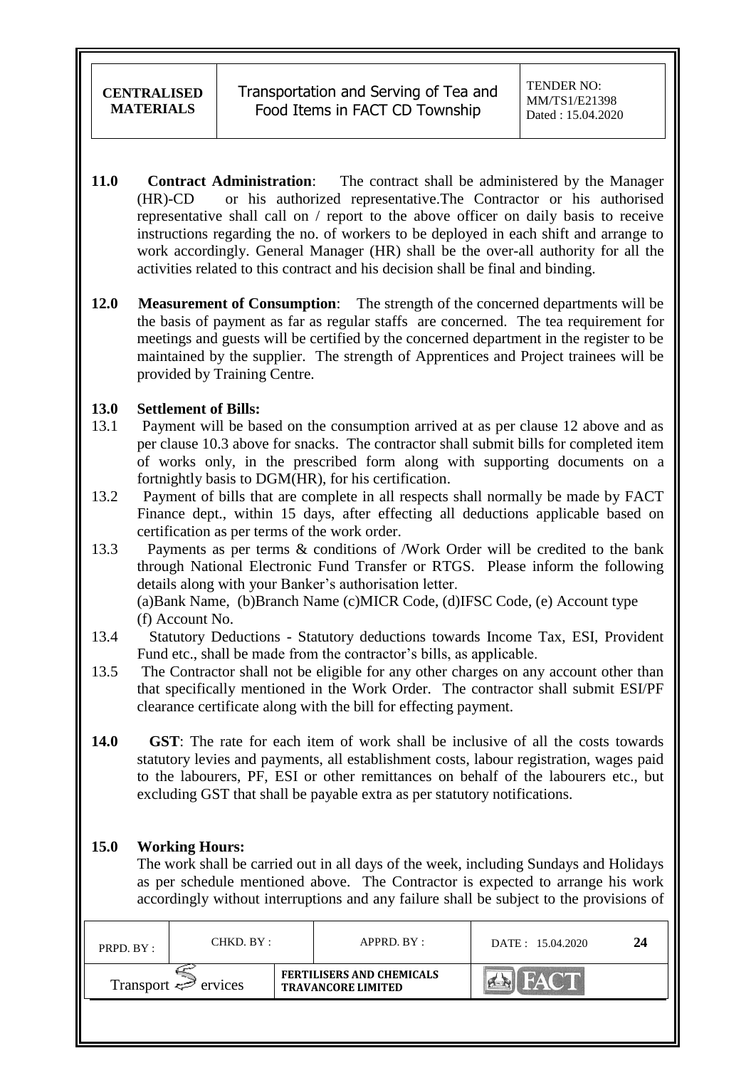**11.0 Contract Administration**: The contract shall be administered by the Manager (HR)-CD or his authorized representative.The Contractor or his authorised representative shall call on / report to the above officer on daily basis to receive instructions regarding the no. of workers to be deployed in each shift and arrange to work accordingly. General Manager (HR) shall be the over-all authority for all the activities related to this contract and his decision shall be final and binding.

**12.0 Measurement of Consumption**: The strength of the concerned departments will be the basis of payment as far as regular staffs are concerned. The tea requirement for meetings and guests will be certified by the concerned department in the register to be maintained by the supplier. The strength of Apprentices and Project trainees will be provided by Training Centre.

**13.0 Settlement of Bills:**

13.1 Payment will be based on the consumption arrived at as per clause 12 above and as per clause 10.3 above for snacks. The contractor shall submit bills for completed item of works only, in the prescribed form along with supporting documents on a fortnightly basis to DGM(HR), for his certification.

13.2 Payment of bills that are complete in all respects shall normally be made by FACT Finance dept., within 15 days, after effecting all deductions applicable based on certification as per terms of the work order.

13.3 Payments as per terms & conditions of /Work Order will be credited to the bank through National Electronic Fund Transfer or RTGS. Please inform the following details along with your Banker's authorisation letter.
(a)Bank Name, (b)Branch Name (c)MICR Code, (d)IFSC Code, (e) Account type (f) Account No.

13.4 Statutory Deductions - Statutory deductions towards Income Tax, ESI, Provident Fund etc., shall be made from the contractor's bills, as applicable.

13.5 The Contractor shall not be eligible for any other charges on any account other than that specifically mentioned in the Work Order. The contractor shall submit ESI/PF clearance certificate along with the bill for effecting payment.

**14.0 GST**: The rate for each item of work shall be inclusive of all the costs towards statutory levies and payments, all establishment costs, labour registration, wages paid to the labourers, PF, ESI or other remittances on behalf of the labourers etc., but excluding GST that shall be payable extra as per statutory notifications.

**15.0 Working Hours:**

The work shall be carried out in all days of the week, including Sundays and Holidays as per schedule mentioned above. The Contractor is expected to arrange his work accordingly without interruptions and any failure shall be subject to the provisions of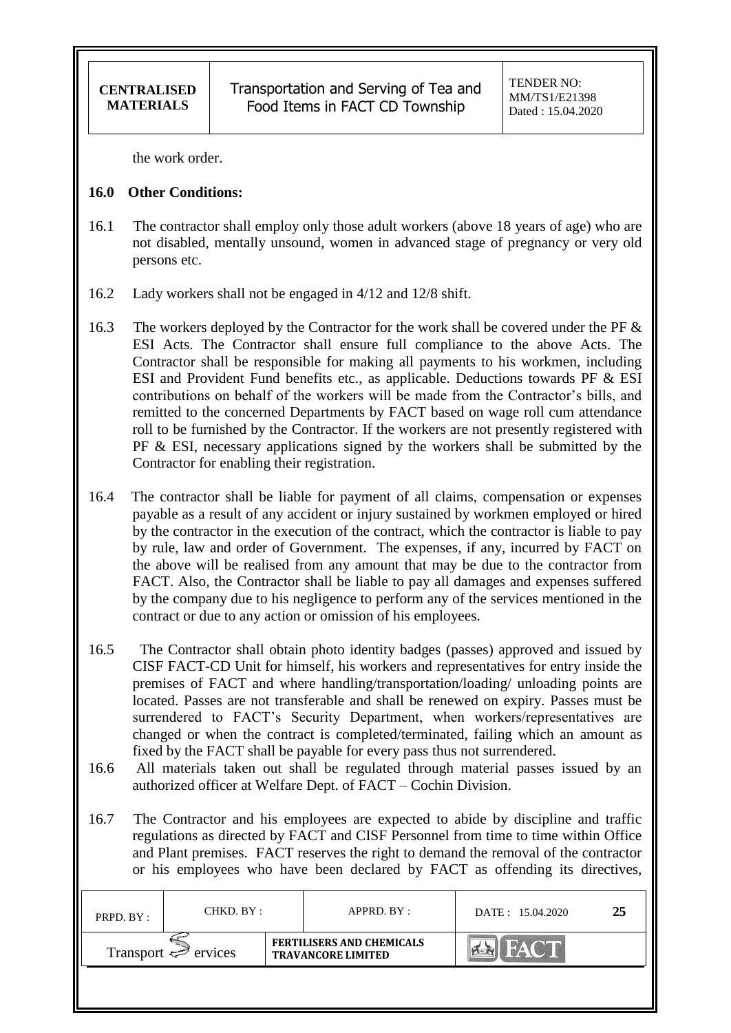the work order.

## 16.0 Other Conditions:

16.1 The contractor shall employ only those adult workers (above 18 years of age) who are not disabled, mentally unsound, women in advanced stage of pregnancy or very old persons etc.

16.2 Lady workers shall not be engaged in 4/12 and 12/8 shift.

16.3 The workers deployed by the Contractor for the work shall be covered under the PF & ESI Acts. The Contractor shall ensure full compliance to the above Acts. The Contractor shall be responsible for making all payments to his workmen, including ESI and Provident Fund benefits etc., as applicable. Deductions towards PF & ESI contributions on behalf of the workers will be made from the Contractor's bills, and remitted to the concerned Departments by FACT based on wage roll cum attendance roll to be furnished by the Contractor. If the workers are not presently registered with PF & ESI, necessary applications signed by the workers shall be submitted by the Contractor for enabling their registration.

16.4 The contractor shall be liable for payment of all claims, compensation or expenses payable as a result of any accident or injury sustained by workmen employed or hired by the contractor in the execution of the contract, which the contractor is liable to pay by rule, law and order of Government. The expenses, if any, incurred by FACT on the above will be realised from any amount that may be due to the contractor from FACT. Also, the Contractor shall be liable to pay all damages and expenses suffered by the company due to his negligence to perform any of the services mentioned in the contract or due to any action or omission of his employees.

16.5 The Contractor shall obtain photo identity badges (passes) approved and issued by CISF FACT-CD Unit for himself, his workers and representatives for entry inside the premises of FACT and where handling/transportation/loading/ unloading points are located. Passes are not transferable and shall be renewed on expiry. Passes must be surrendered to FACT's Security Department, when workers/representatives are changed or when the contract is completed/terminated, failing which an amount as fixed by the FACT shall be payable for every pass thus not surrendered.

16.6 All materials taken out shall be regulated through material passes issued by an authorized officer at Welfare Dept. of FACT – Cochin Division.

16.7 The Contractor and his employees are expected to abide by discipline and traffic regulations as directed by FACT and CISF Personnel from time to time within Office and Plant premises. FACT reserves the right to demand the removal of the contractor or his employees who have been declared by FACT as offending its directives,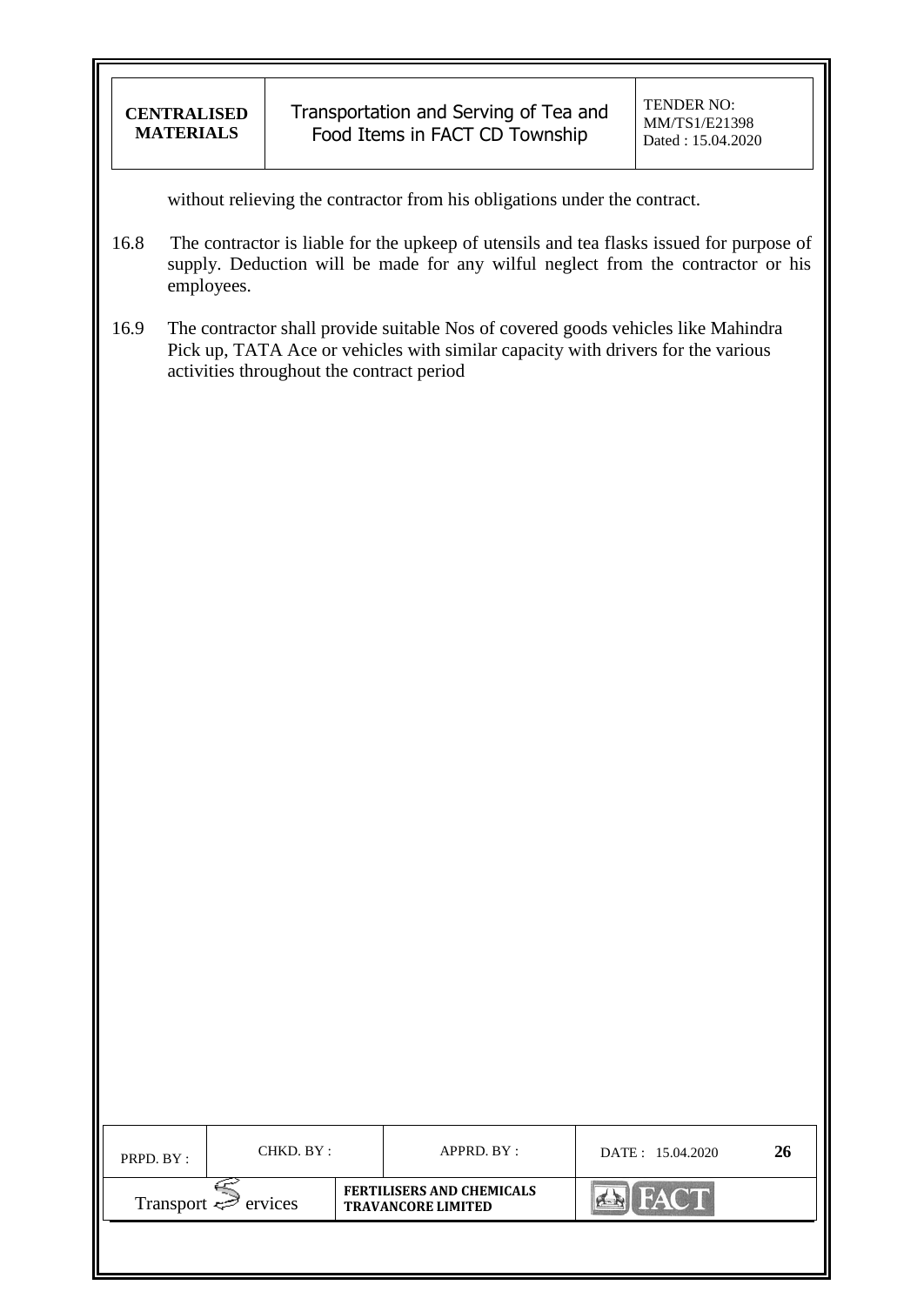without relieving the contractor from his obligations under the contract.

16.8 The contractor is liable for the upkeep of utensils and tea flasks issued for purpose of supply. Deduction will be made for any wilful neglect from the contractor or his employees.

16.9 The contractor shall provide suitable Nos of covered goods vehicles like Mahindra Pick up, TATA Ace or vehicles with similar capacity with drivers for the various activities throughout the contract period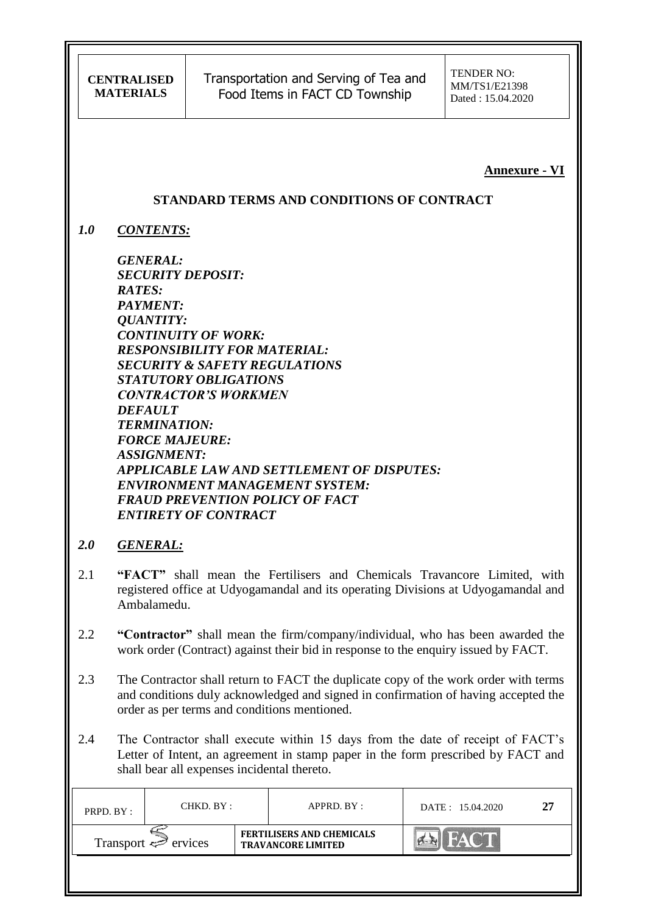**Annexure - VI**

## STANDARD TERMS AND CONDITIONS OF CONTRACT

### *1.0 CONTENTS:*

*GENERAL:*
*SECURITY DEPOSIT:*
*RATES:*
*PAYMENT:*
*QUANTITY:*
*CONTINUITY OF WORK:*
*RESPONSIBILITY FOR MATERIAL:*
*SECURITY & SAFETY REGULATIONS*
*STATUTORY OBLIGATIONS*
*CONTRACTOR'S WORKMEN*
*DEFAULT*
*TERMINATION:*
*FORCE MAJEURE:*
*ASSIGNMENT:*
*APPLICABLE LAW AND SETTLEMENT OF DISPUTES:*
*ENVIRONMENT MANAGEMENT SYSTEM:*
*FRAUD PREVENTION POLICY OF FACT*
*ENTIRETY OF CONTRACT*

### *2.0 GENERAL:*

2.1 **"FACT"** shall mean the Fertilisers and Chemicals Travancore Limited, with registered office at Udyogamandal and its operating Divisions at Udyogamandal and Ambalamedu.

2.2 **"Contractor"** shall mean the firm/company/individual, who has been awarded the work order (Contract) against their bid in response to the enquiry issued by FACT.

2.3 The Contractor shall return to FACT the duplicate copy of the work order with terms and conditions duly acknowledged and signed in confirmation of having accepted the order as per terms and conditions mentioned.

2.4 The Contractor shall execute within 15 days from the date of receipt of FACT's Letter of Intent, an agreement in stamp paper in the form prescribed by FACT and shall bear all expenses incidental thereto.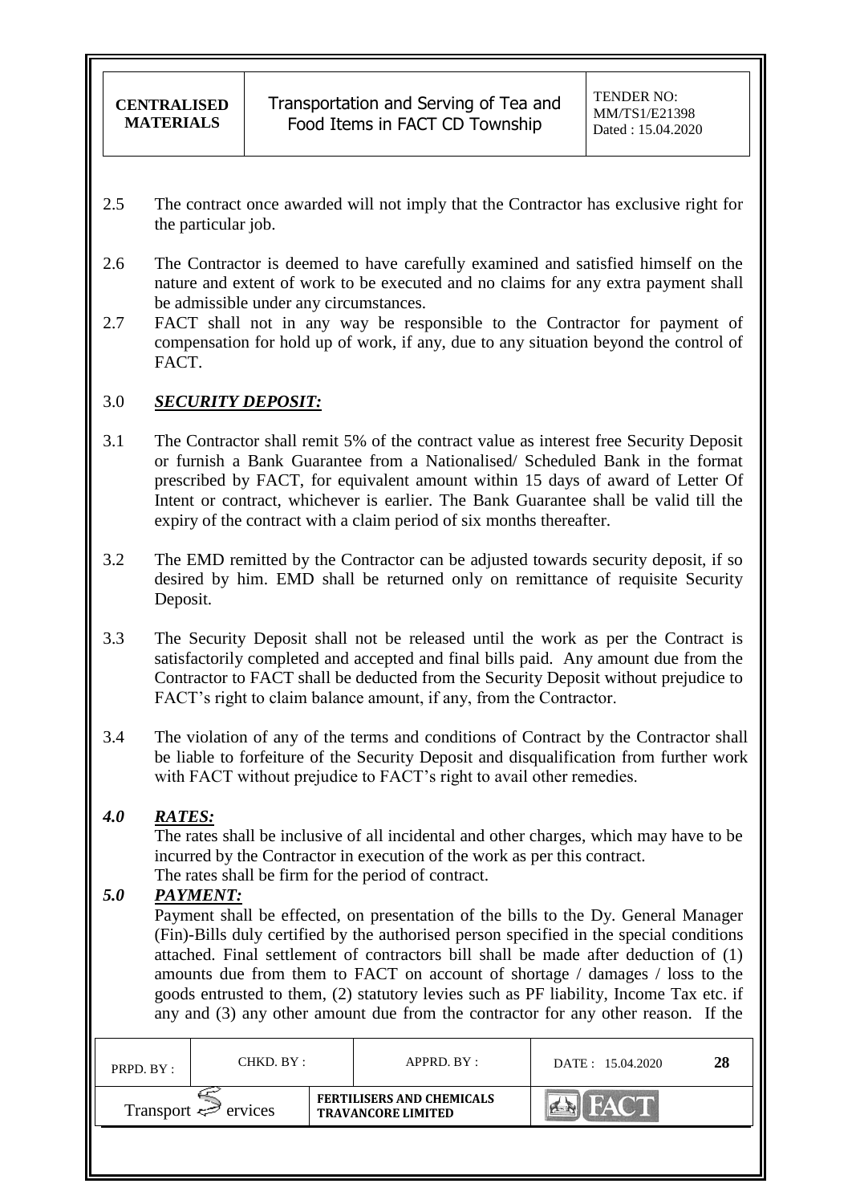2.5 The contract once awarded will not imply that the Contractor has exclusive right for the particular job.

2.6 The Contractor is deemed to have carefully examined and satisfied himself on the nature and extent of work to be executed and no claims for any extra payment shall be admissible under any circumstances.

2.7 FACT shall not in any way be responsible to the Contractor for payment of compensation for hold up of work, if any, due to any situation beyond the control of FACT.

## 3.0 ***SECURITY DEPOSIT:***

3.1 The Contractor shall remit 5% of the contract value as interest free Security Deposit or furnish a Bank Guarantee from a Nationalised/ Scheduled Bank in the format prescribed by FACT, for equivalent amount within 15 days of award of Letter Of Intent or contract, whichever is earlier. The Bank Guarantee shall be valid till the expiry of the contract with a claim period of six months thereafter.

3.2 The EMD remitted by the Contractor can be adjusted towards security deposit, if so desired by him. EMD shall be returned only on remittance of requisite Security Deposit.

3.3 The Security Deposit shall not be released until the work as per the Contract is satisfactorily completed and accepted and final bills paid. Any amount due from the Contractor to FACT shall be deducted from the Security Deposit without prejudice to FACT's right to claim balance amount, if any, from the Contractor.

3.4 The violation of any of the terms and conditions of Contract by the Contractor shall be liable to forfeiture of the Security Deposit and disqualification from further work with FACT without prejudice to FACT's right to avail other remedies.

## *4.0 RATES:*

The rates shall be inclusive of all incidental and other charges, which may have to be incurred by the Contractor in execution of the work as per this contract.
The rates shall be firm for the period of contract.

## *5.0 PAYMENT:*

Payment shall be effected, on presentation of the bills to the Dy. General Manager (Fin)-Bills duly certified by the authorised person specified in the special conditions attached. Final settlement of contractors bill shall be made after deduction of (1) amounts due from them to FACT on account of shortage / damages / loss to the goods entrusted to them, (2) statutory levies such as PF liability, Income Tax etc. if any and (3) any other amount due from the contractor for any other reason. If the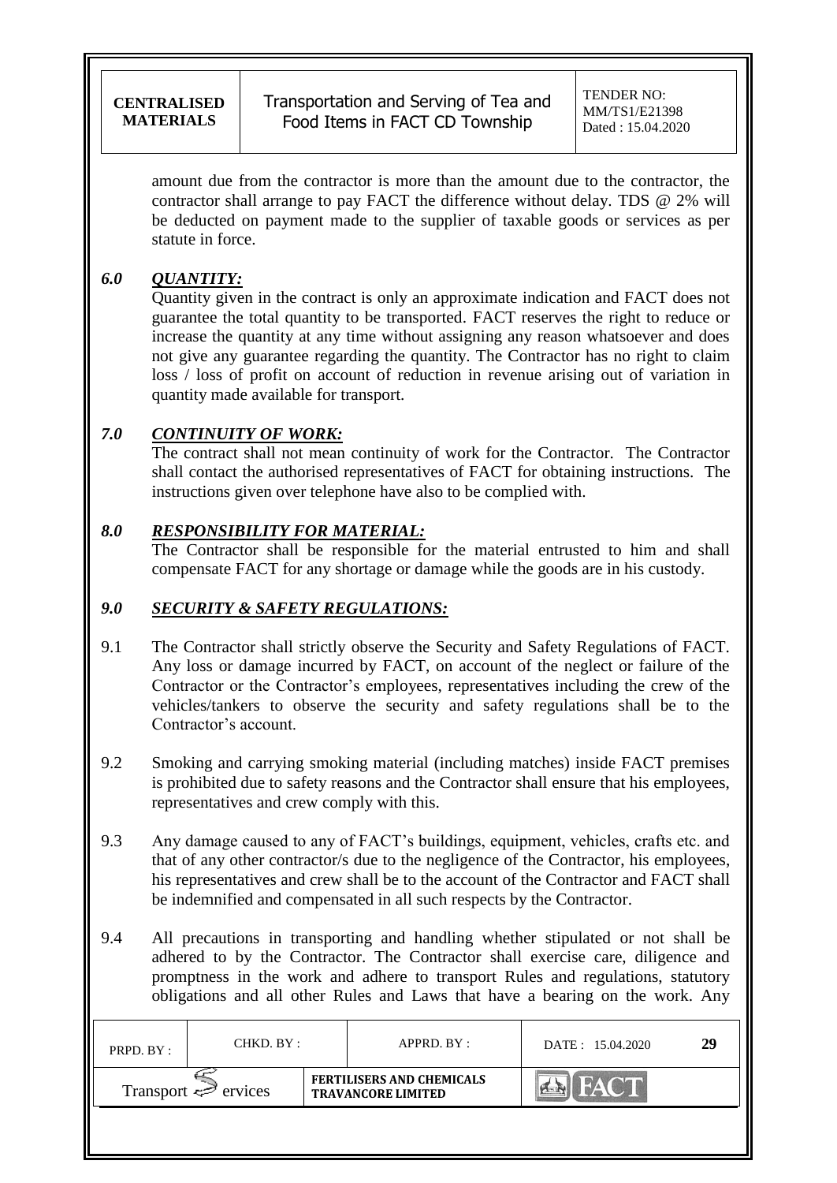amount due from the contractor is more than the amount due to the contractor, the contractor shall arrange to pay FACT the difference without delay. TDS @ 2% will be deducted on payment made to the supplier of taxable goods or services as per statute in force.

## *6.0 QUANTITY:*

Quantity given in the contract is only an approximate indication and FACT does not guarantee the total quantity to be transported. FACT reserves the right to reduce or increase the quantity at any time without assigning any reason whatsoever and does not give any guarantee regarding the quantity. The Contractor has no right to claim loss / loss of profit on account of reduction in revenue arising out of variation in quantity made available for transport.

## *7.0 CONTINUITY OF WORK:*

The contract shall not mean continuity of work for the Contractor. The Contractor shall contact the authorised representatives of FACT for obtaining instructions. The instructions given over telephone have also to be complied with.

## *8.0 RESPONSIBILITY FOR MATERIAL:*

The Contractor shall be responsible for the material entrusted to him and shall compensate FACT for any shortage or damage while the goods are in his custody.

## *9.0 SECURITY & SAFETY REGULATIONS:*

9.1 The Contractor shall strictly observe the Security and Safety Regulations of FACT. Any loss or damage incurred by FACT, on account of the neglect or failure of the Contractor or the Contractor's employees, representatives including the crew of the vehicles/tankers to observe the security and safety regulations shall be to the Contractor's account.

9.2 Smoking and carrying smoking material (including matches) inside FACT premises is prohibited due to safety reasons and the Contractor shall ensure that his employees, representatives and crew comply with this.

9.3 Any damage caused to any of FACT's buildings, equipment, vehicles, crafts etc. and that of any other contractor/s due to the negligence of the Contractor, his employees, his representatives and crew shall be to the account of the Contractor and FACT shall be indemnified and compensated in all such respects by the Contractor.

9.4 All precautions in transporting and handling whether stipulated or not shall be adhered to by the Contractor. The Contractor shall exercise care, diligence and promptness in the work and adhere to transport Rules and regulations, statutory obligations and all other Rules and Laws that have a bearing on the work. Any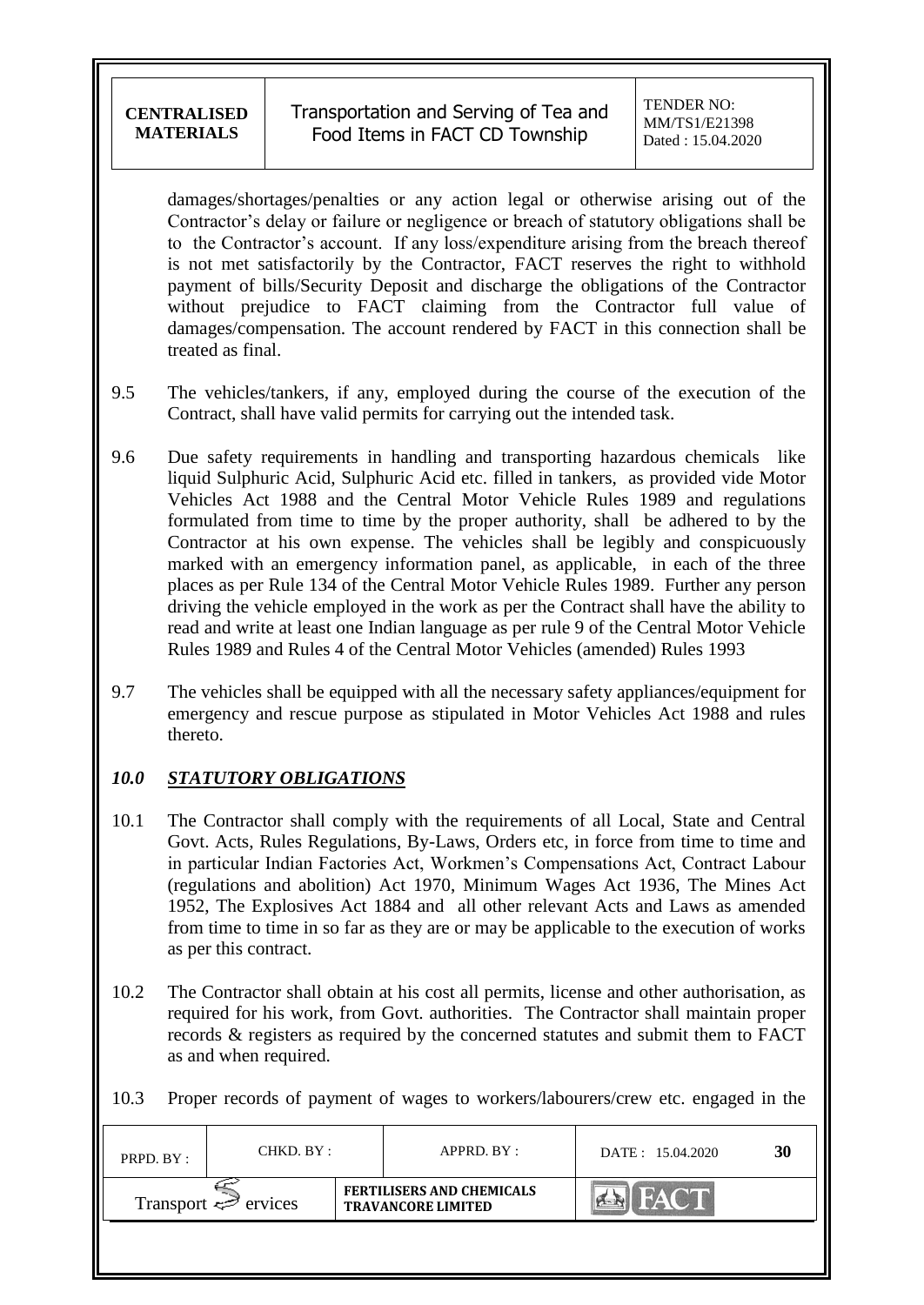damages/shortages/penalties or any action legal or otherwise arising out of the Contractor's delay or failure or negligence or breach of statutory obligations shall be to the Contractor's account. If any loss/expenditure arising from the breach thereof is not met satisfactorily by the Contractor, FACT reserves the right to withhold payment of bills/Security Deposit and discharge the obligations of the Contractor without prejudice to FACT claiming from the Contractor full value of damages/compensation. The account rendered by FACT in this connection shall be treated as final.

9.5 The vehicles/tankers, if any, employed during the course of the execution of the Contract, shall have valid permits for carrying out the intended task.

9.6 Due safety requirements in handling and transporting hazardous chemicals like liquid Sulphuric Acid, Sulphuric Acid etc. filled in tankers, as provided vide Motor Vehicles Act 1988 and the Central Motor Vehicle Rules 1989 and regulations formulated from time to time by the proper authority, shall be adhered to by the Contractor at his own expense. The vehicles shall be legibly and conspicuously marked with an emergency information panel, as applicable, in each of the three places as per Rule 134 of the Central Motor Vehicle Rules 1989. Further any person driving the vehicle employed in the work as per the Contract shall have the ability to read and write at least one Indian language as per rule 9 of the Central Motor Vehicle Rules 1989 and Rules 4 of the Central Motor Vehicles (amended) Rules 1993

9.7 The vehicles shall be equipped with all the necessary safety appliances/equipment for emergency and rescue purpose as stipulated in Motor Vehicles Act 1988 and rules thereto.

## *10.0 STATUTORY OBLIGATIONS*

10.1 The Contractor shall comply with the requirements of all Local, State and Central Govt. Acts, Rules Regulations, By-Laws, Orders etc, in force from time to time and in particular Indian Factories Act, Workmen's Compensations Act, Contract Labour (regulations and abolition) Act 1970, Minimum Wages Act 1936, The Mines Act 1952, The Explosives Act 1884 and all other relevant Acts and Laws as amended from time to time in so far as they are or may be applicable to the execution of works as per this contract.

10.2 The Contractor shall obtain at his cost all permits, license and other authorisation, as required for his work, from Govt. authorities. The Contractor shall maintain proper records & registers as required by the concerned statutes and submit them to FACT as and when required.

10.3 Proper records of payment of wages to workers/labourers/crew etc. engaged in the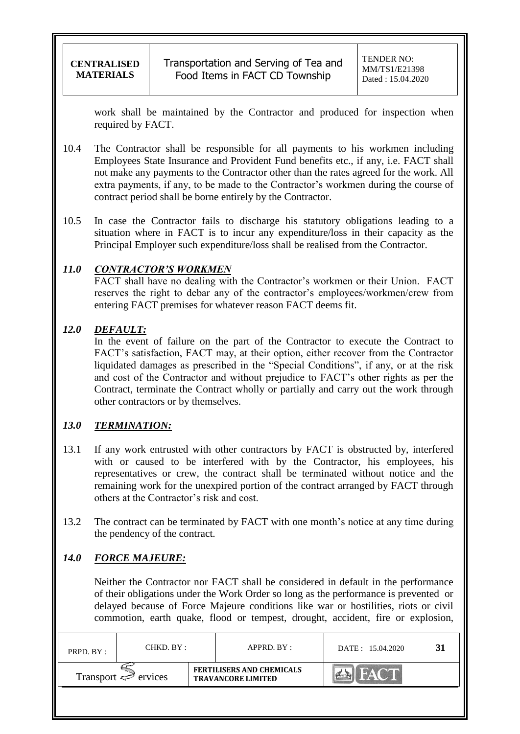work shall be maintained by the Contractor and produced for inspection when required by FACT.

10.4 The Contractor shall be responsible for all payments to his workmen including Employees State Insurance and Provident Fund benefits etc., if any, i.e. FACT shall not make any payments to the Contractor other than the rates agreed for the work. All extra payments, if any, to be made to the Contractor's workmen during the course of contract period shall be borne entirely by the Contractor.

10.5 In case the Contractor fails to discharge his statutory obligations leading to a situation where in FACT is to incur any expenditure/loss in their capacity as the Principal Employer such expenditure/loss shall be realised from the Contractor.

## *11.0 CONTRACTOR'S WORKMEN*

FACT shall have no dealing with the Contractor's workmen or their Union. FACT reserves the right to debar any of the contractor's employees/workmen/crew from entering FACT premises for whatever reason FACT deems fit.

## *12.0 DEFAULT:*

In the event of failure on the part of the Contractor to execute the Contract to FACT's satisfaction, FACT may, at their option, either recover from the Contractor liquidated damages as prescribed in the "Special Conditions", if any, or at the risk and cost of the Contractor and without prejudice to FACT's other rights as per the Contract, terminate the Contract wholly or partially and carry out the work through other contractors or by themselves.

## *13.0 TERMINATION:*

13.1 If any work entrusted with other contractors by FACT is obstructed by, interfered with or caused to be interfered with by the Contractor, his employees, his representatives or crew, the contract shall be terminated without notice and the remaining work for the unexpired portion of the contract arranged by FACT through others at the Contractor's risk and cost.

13.2 The contract can be terminated by FACT with one month's notice at any time during the pendency of the contract.

## *14.0 FORCE MAJEURE:*

Neither the Contractor nor FACT shall be considered in default in the performance of their obligations under the Work Order so long as the performance is prevented or delayed because of Force Majeure conditions like war or hostilities, riots or civil commotion, earth quake, flood or tempest, drought, accident, fire or explosion,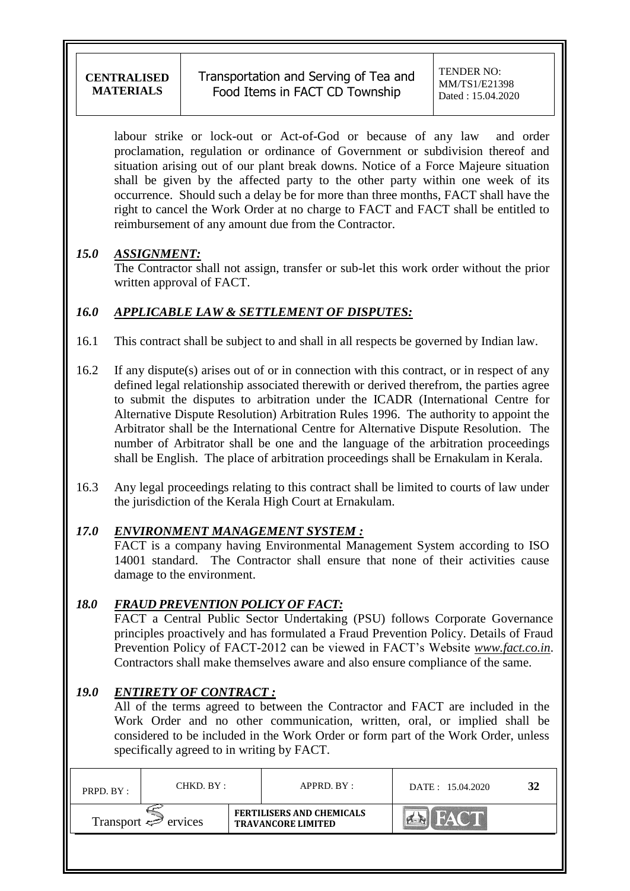labour strike or lock-out or Act-of-God or because of any law and order proclamation, regulation or ordinance of Government or subdivision thereof and situation arising out of our plant break downs. Notice of a Force Majeure situation shall be given by the affected party to the other party within one week of its occurrence. Should such a delay be for more than three months, FACT shall have the right to cancel the Work Order at no charge to FACT and FACT shall be entitled to reimbursement of any amount due from the Contractor.

### *15.0 ASSIGNMENT:*

The Contractor shall not assign, transfer or sub-let this work order without the prior written approval of FACT.

### *16.0 APPLICABLE LAW & SETTLEMENT OF DISPUTES:*

16.1 This contract shall be subject to and shall in all respects be governed by Indian law.

16.2 If any dispute(s) arises out of or in connection with this contract, or in respect of any defined legal relationship associated therewith or derived therefrom, the parties agree to submit the disputes to arbitration under the ICADR (International Centre for Alternative Dispute Resolution) Arbitration Rules 1996. The authority to appoint the Arbitrator shall be the International Centre for Alternative Dispute Resolution. The number of Arbitrator shall be one and the language of the arbitration proceedings shall be English. The place of arbitration proceedings shall be Ernakulam in Kerala.

16.3 Any legal proceedings relating to this contract shall be limited to courts of law under the jurisdiction of the Kerala High Court at Ernakulam.

### *17.0 ENVIRONMENT MANAGEMENT SYSTEM :*

FACT is a company having Environmental Management System according to ISO 14001 standard. The Contractor shall ensure that none of their activities cause damage to the environment.

### *18.0 FRAUD PREVENTION POLICY OF FACT:*

FACT a Central Public Sector Undertaking (PSU) follows Corporate Governance principles proactively and has formulated a Fraud Prevention Policy. Details of Fraud Prevention Policy of FACT-2012 can be viewed in FACT's Website *www.fact.co.in*. Contractors shall make themselves aware and also ensure compliance of the same.

### *19.0 ENTIRETY OF CONTRACT :*

All of the terms agreed to between the Contractor and FACT are included in the Work Order and no other communication, written, oral, or implied shall be considered to be included in the Work Order or form part of the Work Order, unless specifically agreed to in writing by FACT.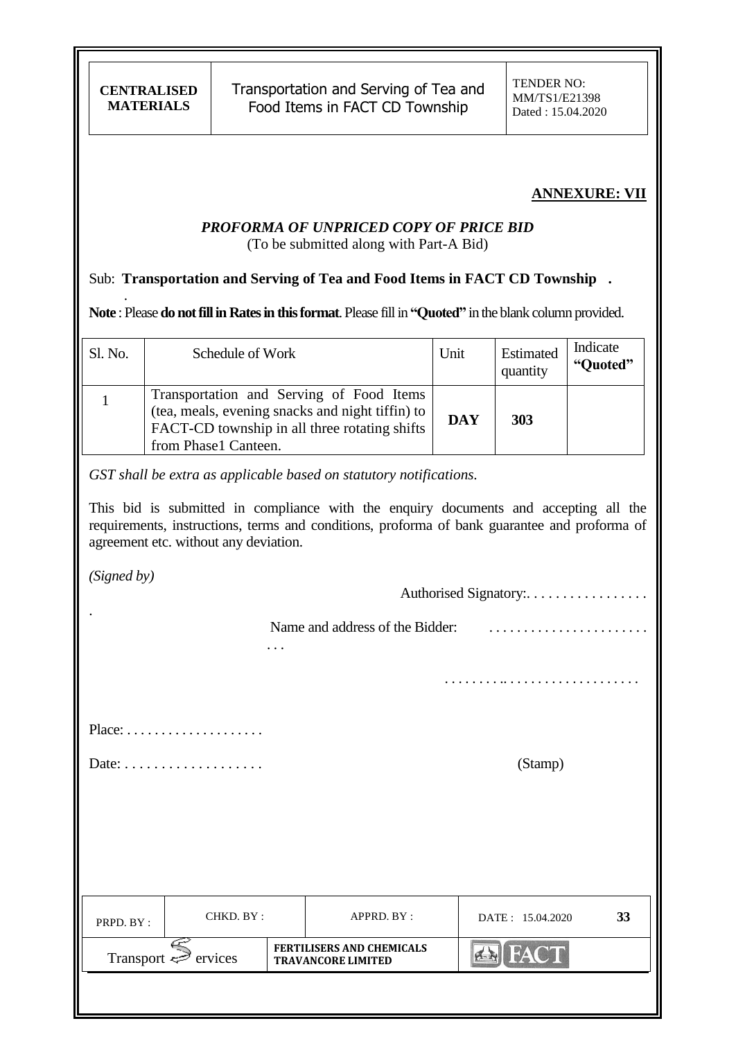**ANNEXURE: VII**

***PROFORMA OF UNPRICED COPY OF PRICE BID***

(To be submitted along with Part-A Bid)

Sub: **Transportation and Serving of Tea and Food Items in FACT CD Township .**

**Note** : Please **do not fill in Rates in this format**. Please fill in **"Quoted"** in the blank column provided.

| Sl. No. | Schedule of Work | Unit | Estimated quantity | Indicate **"Quoted"** |
|---|---|---|---|---|
| 1 | Transportation and Serving of Food Items (tea, meals, evening snacks and night tiffin) to FACT-CD township in all three rotating shifts from Phase1 Canteen. | **DAY** | **303** | |

*GST shall be extra as applicable based on statutory notifications.*

This bid is submitted in compliance with the enquiry documents and accepting all the requirements, instructions, terms and conditions, proforma of bank guarantee and proforma of agreement etc. without any deviation.

*(Signed by)*

Authorised Signatory:. . . . . . . . . . . . . . . . .

Name and address of the Bidder: . . . . . . . . . . . . . . . . . . . . . . . . .

. . . . . . . . . .. . . . . . . . . . . . . . . . . . . .

Place: . . . . . . . . . . . . . . . . . . . .

Date: . . . . . . . . . . . . . . . . . . .

(Stamp)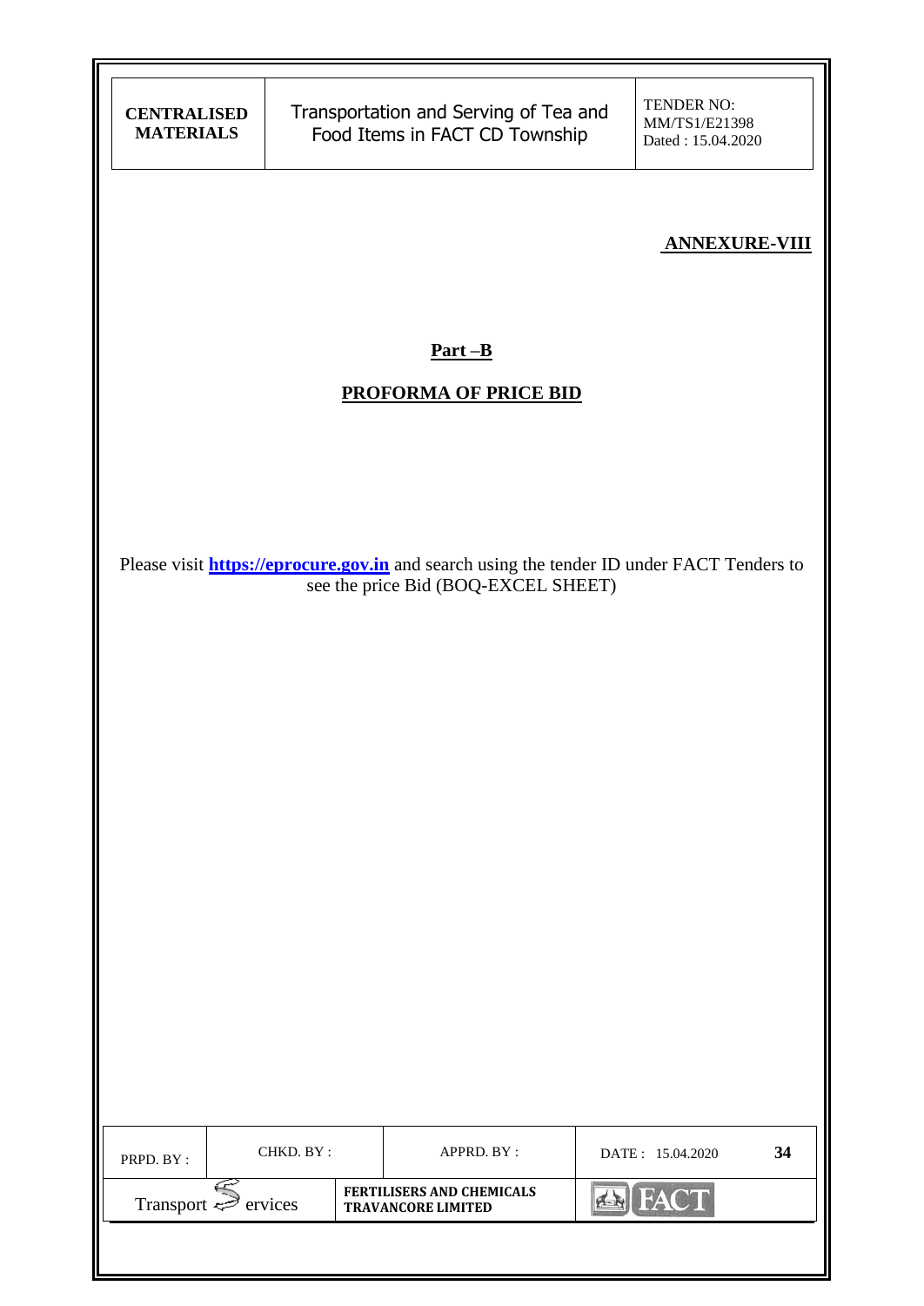**ANNEXURE-VIII**

## Part –B

## PROFORMA OF PRICE BID

Please visit **https://eprocure.gov.in** and search using the tender ID under FACT Tenders to see the price Bid (BOQ-EXCEL SHEET)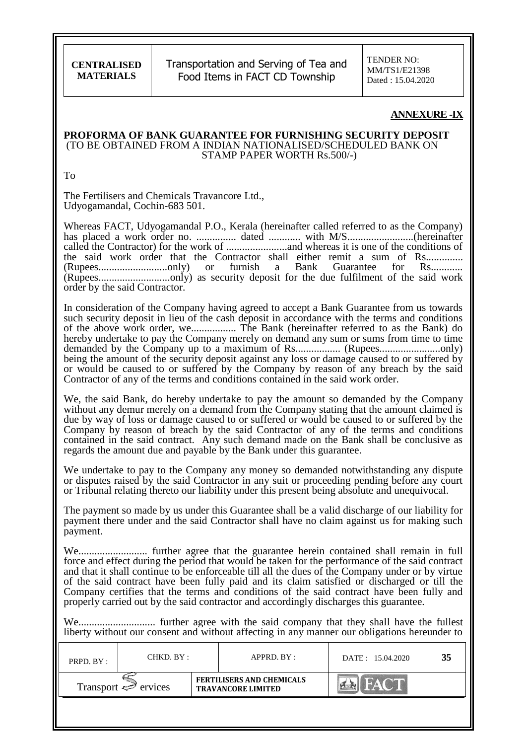**ANNEXURE -IX**

**PROFORMA OF BANK GUARANTEE FOR FURNISHING SECURITY DEPOSIT**
(TO BE OBTAINED FROM A INDIAN NATIONALISED/SCHEDULED BANK ON STAMP PAPER WORTH Rs.500/-)

To

The Fertilisers and Chemicals Travancore Ltd.,
Udyogamandal, Cochin-683 501.

Whereas FACT, Udyogamandal P.O., Kerala (hereinafter called referred to as the Company) has placed a work order no. ............... dated ............ with M/S.........................(hereinafter called the Contractor) for the work of .......................and whereas it is one of the conditions of the said work order that the Contractor shall either remit a sum of Rs.............. (Rupees..........................only) or furnish a Bank Guarantee for Rs............ (Rupees...........................only) as security deposit for the due fulfilment of the said work order by the said Contractor.

In consideration of the Company having agreed to accept a Bank Guarantee from us towards such security deposit in lieu of the cash deposit in accordance with the terms and conditions of the above work order, we................. The Bank (hereinafter referred to as the Bank) do hereby undertake to pay the Company merely on demand any sum or sums from time to time demanded by the Company up to a maximum of Rs................. (Rupees.......................only) being the amount of the security deposit against any loss or damage caused to or suffered by or would be caused to or suffered by the Company by reason of any breach by the said Contractor of any of the terms and conditions contained in the said work order.

We, the said Bank, do hereby undertake to pay the amount so demanded by the Company without any demur merely on a demand from the Company stating that the amount claimed is due by way of loss or damage caused to or suffered or would be caused to or suffered by the Company by reason of breach by the said Contractor of any of the terms and conditions contained in the said contract. Any such demand made on the Bank shall be conclusive as regards the amount due and payable by the Bank under this guarantee.

We undertake to pay to the Company any money so demanded notwithstanding any dispute or disputes raised by the said Contractor in any suit or proceeding pending before any court or Tribunal relating thereto our liability under this present being absolute and unequivocal.

The payment so made by us under this Guarantee shall be a valid discharge of our liability for payment there under and the said Contractor shall have no claim against us for making such payment.

We.......................... further agree that the guarantee herein contained shall remain in full force and effect during the period that would be taken for the performance of the said contract and that it shall continue to be enforceable till all the dues of the Company under or by virtue of the said contract have been fully paid and its claim satisfied or discharged or till the Company certifies that the terms and conditions of the said contract have been fully and properly carried out by the said contractor and accordingly discharges this guarantee.

We............................. further agree with the said company that they shall have the fullest liberty without our consent and without affecting in any manner our obligations hereunder to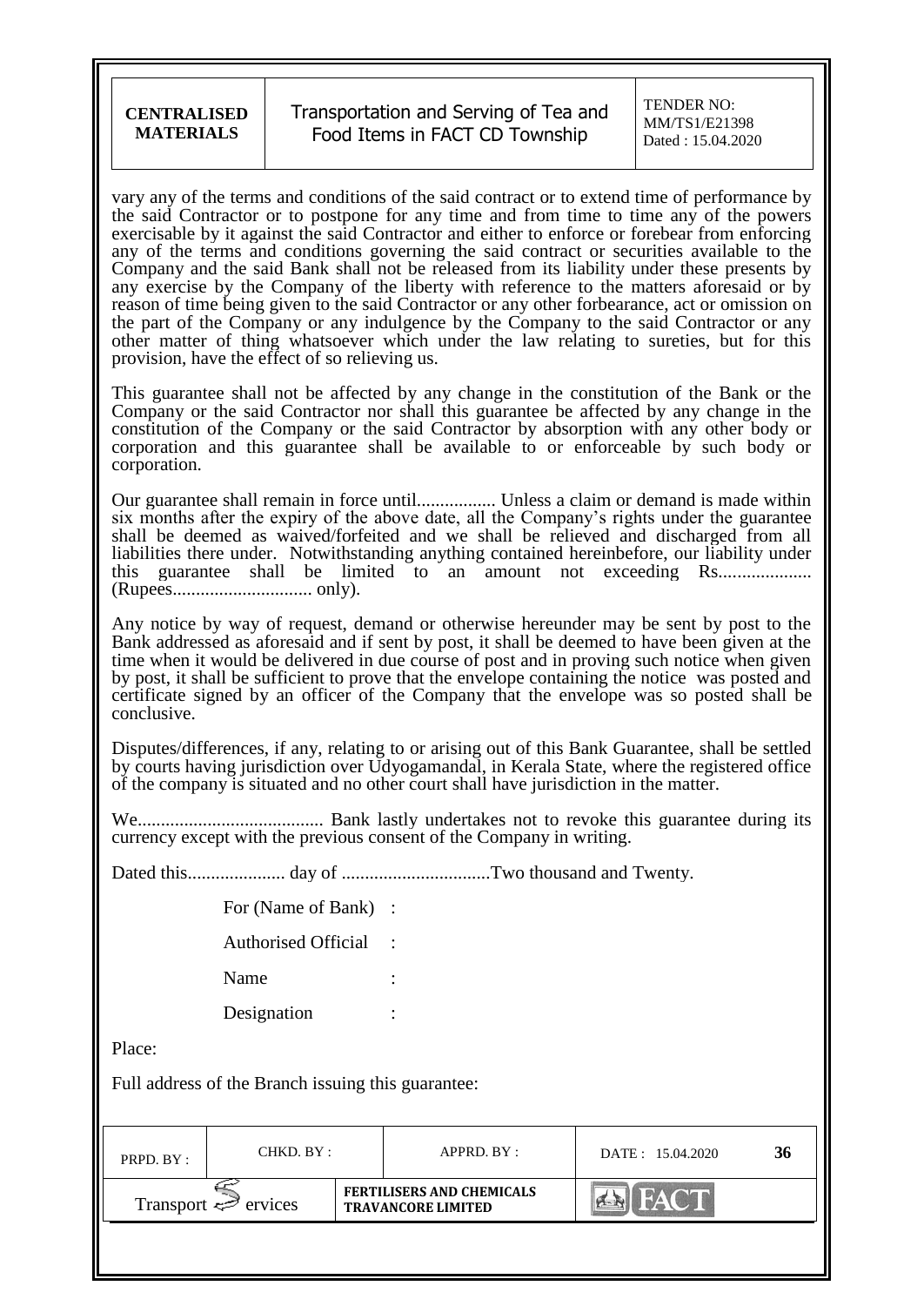vary any of the terms and conditions of the said contract or to extend time of performance by the said Contractor or to postpone for any time and from time to time any of the powers exercisable by it against the said Contractor and either to enforce or forebear from enforcing any of the terms and conditions governing the said contract or securities available to the Company and the said Bank shall not be released from its liability under these presents by any exercise by the Company of the liberty with reference to the matters aforesaid or by reason of time being given to the said Contractor or any other forbearance, act or omission on the part of the Company or any indulgence by the Company to the said Contractor or any other matter of thing whatsoever which under the law relating to sureties, but for this provision, have the effect of so relieving us.

This guarantee shall not be affected by any change in the constitution of the Bank or the Company or the said Contractor nor shall this guarantee be affected by any change in the constitution of the Company or the said Contractor by absorption with any other body or corporation and this guarantee shall be available to or enforceable by such body or corporation.

Our guarantee shall remain in force until................. Unless a claim or demand is made within six months after the expiry of the above date, all the Company's rights under the guarantee shall be deemed as waived/forfeited and we shall be relieved and discharged from all liabilities there under. Notwithstanding anything contained hereinbefore, our liability under this guarantee shall be limited to an amount not exceeding Rs.................... (Rupees.............................. only).

Any notice by way of request, demand or otherwise hereunder may be sent by post to the Bank addressed as aforesaid and if sent by post, it shall be deemed to have been given at the time when it would be delivered in due course of post and in proving such notice when given by post, it shall be sufficient to prove that the envelope containing the notice was posted and certificate signed by an officer of the Company that the envelope was so posted shall be conclusive.

Disputes/differences, if any, relating to or arising out of this Bank Guarantee, shall be settled by courts having jurisdiction over Udyogamandal, in Kerala State, where the registered office of the company is situated and no other court shall have jurisdiction in the matter.

We........................................ Bank lastly undertakes not to revoke this guarantee during its currency except with the previous consent of the Company in writing.

Dated this..................... day of ................................Two thousand and Twenty.

For (Name of Bank) :

Authorised Official :

Name :

Designation :

Place:

Full address of the Branch issuing this guarantee: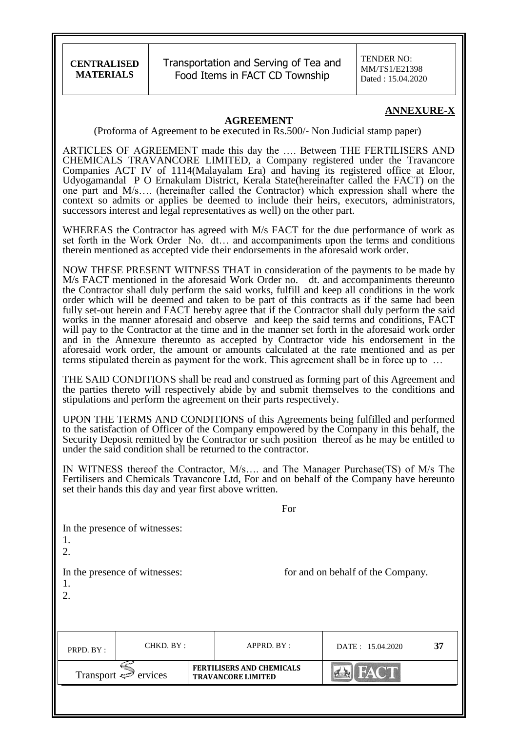## ANNEXURE-X

### AGREEMENT

(Proforma of Agreement to be executed in Rs.500/- Non Judicial stamp paper)

ARTICLES OF AGREEMENT made this day the …. Between THE FERTILISERS AND CHEMICALS TRAVANCORE LIMITED, a Company registered under the Travancore Companies ACT IV of 1114(Malayalam Era) and having its registered office at Eloor, Udyogamandal P O Ernakulam District, Kerala State(hereinafter called the FACT) on the one part and M/s…. (hereinafter called the Contractor) which expression shall where the context so admits or applies be deemed to include their heirs, executors, administrators, successors interest and legal representatives as well) on the other part.

WHEREAS the Contractor has agreed with M/s FACT for the due performance of work as set forth in the Work Order No. dt… and accompaniments upon the terms and conditions therein mentioned as accepted vide their endorsements in the aforesaid work order.

NOW THESE PRESENT WITNESS THAT in consideration of the payments to be made by M/s FACT mentioned in the aforesaid Work Order no. dt. and accompaniments thereunto the Contractor shall duly perform the said works, fulfill and keep all conditions in the work order which will be deemed and taken to be part of this contracts as if the same had been fully set-out herein and FACT hereby agree that if the Contractor shall duly perform the said works in the manner aforesaid and observe and keep the said terms and conditions, FACT will pay to the Contractor at the time and in the manner set forth in the aforesaid work order and in the Annexure thereunto as accepted by Contractor vide his endorsement in the aforesaid work order, the amount or amounts calculated at the rate mentioned and as per terms stipulated therein as payment for the work. This agreement shall be in force up to …

THE SAID CONDITIONS shall be read and construed as forming part of this Agreement and the parties thereto will respectively abide by and submit themselves to the conditions and stipulations and perform the agreement on their parts respectively.

UPON THE TERMS AND CONDITIONS of this Agreements being fulfilled and performed to the satisfaction of Officer of the Company empowered by the Company in this behalf, the Security Deposit remitted by the Contractor or such position thereof as he may be entitled to under the said condition shall be returned to the contractor.

IN WITNESS thereof the Contractor, M/s…. and The Manager Purchase(TS) of M/s The Fertilisers and Chemicals Travancore Ltd, For and on behalf of the Company have hereunto set their hands this day and year first above written.

For

In the presence of witnesses:

1.
2.

In the presence of witnesses: for and on behalf of the Company.

1.
2.